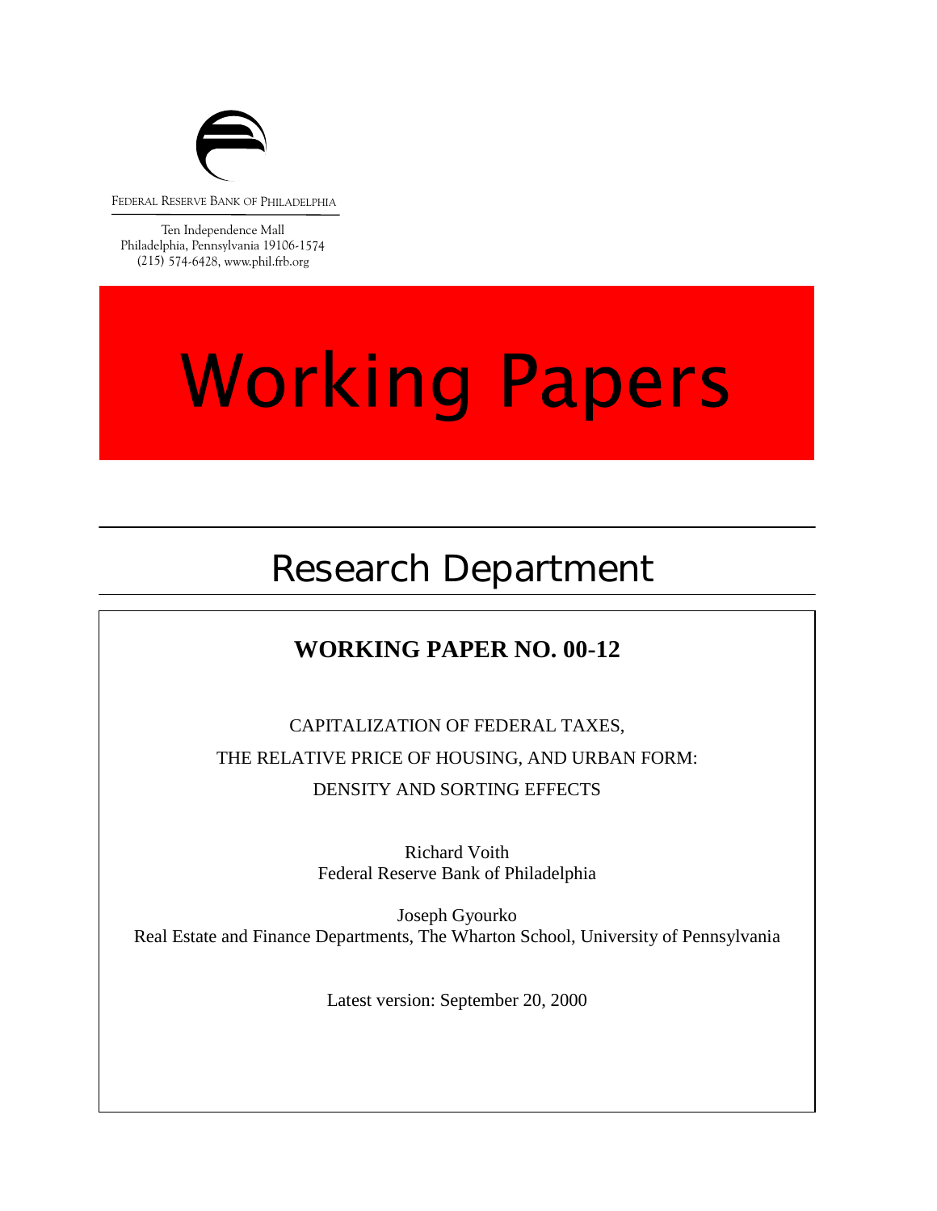FEDERAL RESERVE BANK OF PHILADELPHIA

Ten Independence Mall
Philadelphia, Pennsylvania 19106-1574
(215) 574-6428, www.phil.frb.org

# Working Papers

## Research Department

**WORKING PAPER NO. 00-12**

CAPITALIZATION OF FEDERAL TAXES,
THE RELATIVE PRICE OF HOUSING, AND URBAN FORM:
DENSITY AND SORTING EFFECTS

Richard Voith
Federal Reserve Bank of Philadelphia

Joseph Gyourko
Real Estate and Finance Departments, The Wharton School, University of Pennsylvania

Latest version: September 20, 2000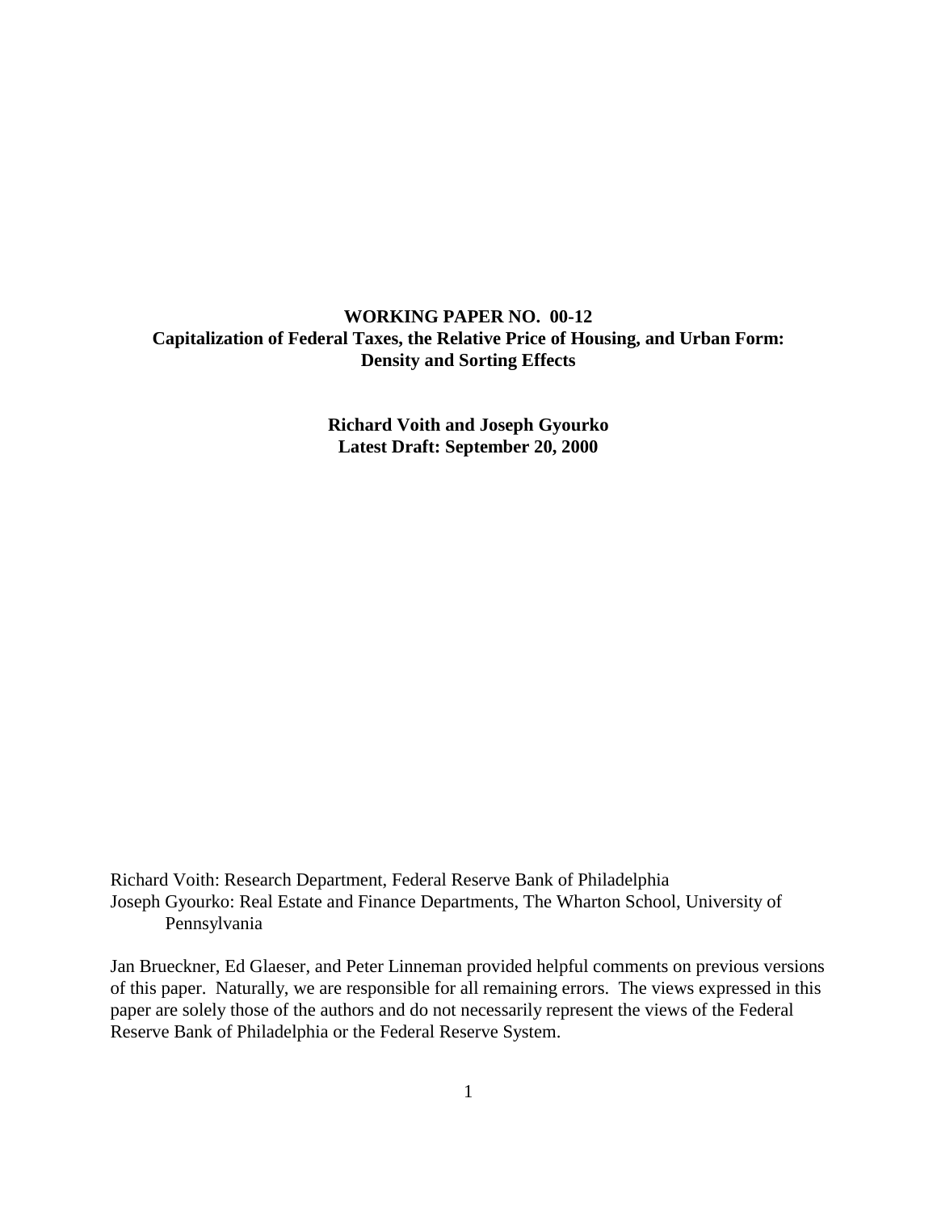**WORKING PAPER NO. 00-12**
**Capitalization of Federal Taxes, the Relative Price of Housing, and Urban Form: Density and Sorting Effects**

**Richard Voith and Joseph Gyourko**
**Latest Draft: September 20, 2000**

Richard Voith: Research Department, Federal Reserve Bank of Philadelphia
Joseph Gyourko: Real Estate and Finance Departments, The Wharton School, University of Pennsylvania

Jan Brueckner, Ed Glaeser, and Peter Linneman provided helpful comments on previous versions of this paper. Naturally, we are responsible for all remaining errors. The views expressed in this paper are solely those of the authors and do not necessarily represent the views of the Federal Reserve Bank of Philadelphia or the Federal Reserve System.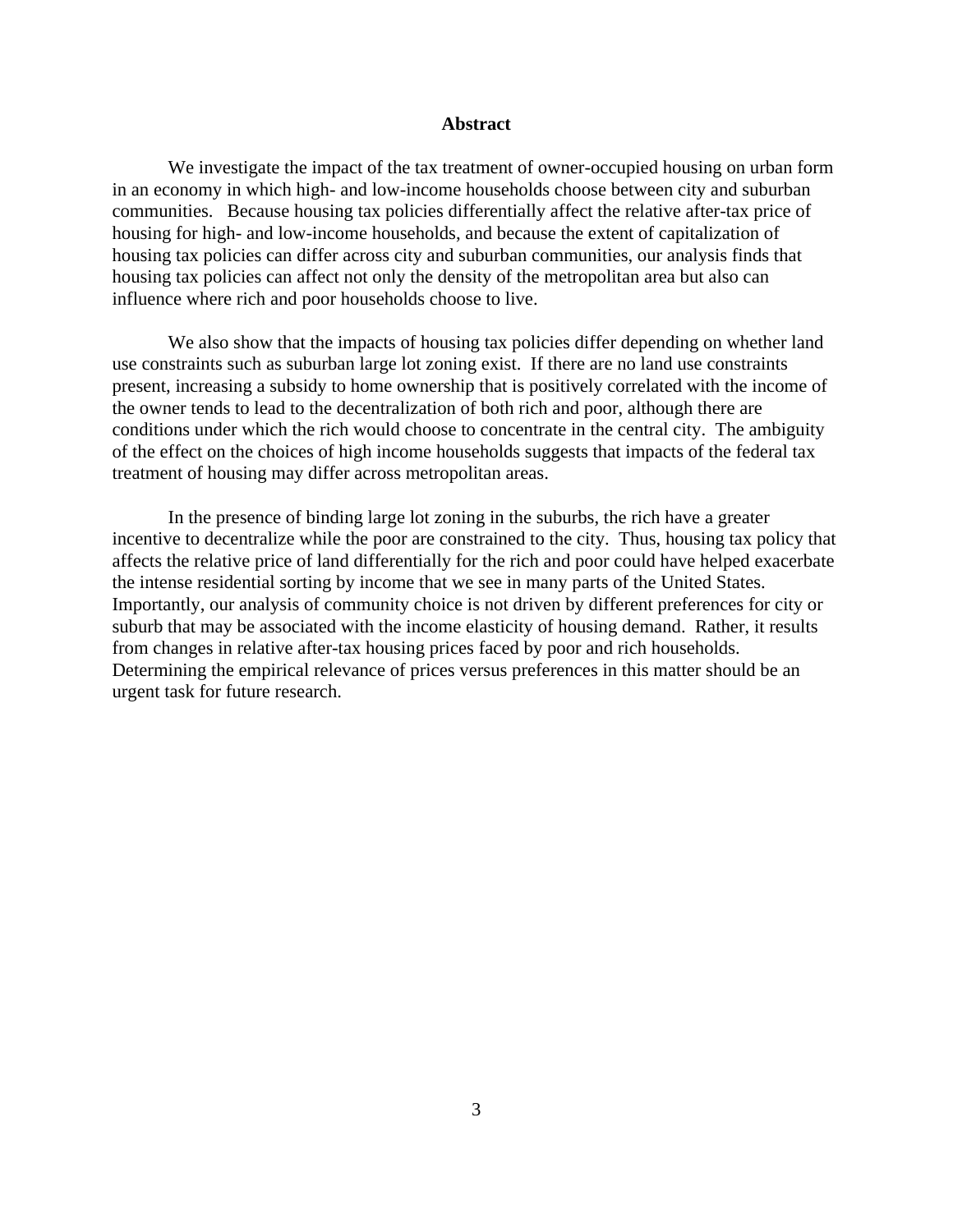## Abstract

We investigate the impact of the tax treatment of owner-occupied housing on urban form in an economy in which high- and low-income households choose between city and suburban communities. Because housing tax policies differentially affect the relative after-tax price of housing for high- and low-income households, and because the extent of capitalization of housing tax policies can differ across city and suburban communities, our analysis finds that housing tax policies can affect not only the density of the metropolitan area but also can influence where rich and poor households choose to live.

We also show that the impacts of housing tax policies differ depending on whether land use constraints such as suburban large lot zoning exist. If there are no land use constraints present, increasing a subsidy to home ownership that is positively correlated with the income of the owner tends to lead to the decentralization of both rich and poor, although there are conditions under which the rich would choose to concentrate in the central city. The ambiguity of the effect on the choices of high income households suggests that impacts of the federal tax treatment of housing may differ across metropolitan areas.

In the presence of binding large lot zoning in the suburbs, the rich have a greater incentive to decentralize while the poor are constrained to the city. Thus, housing tax policy that affects the relative price of land differentially for the rich and poor could have helped exacerbate the intense residential sorting by income that we see in many parts of the United States. Importantly, our analysis of community choice is not driven by different preferences for city or suburb that may be associated with the income elasticity of housing demand. Rather, it results from changes in relative after-tax housing prices faced by poor and rich households. Determining the empirical relevance of prices versus preferences in this matter should be an urgent task for future research.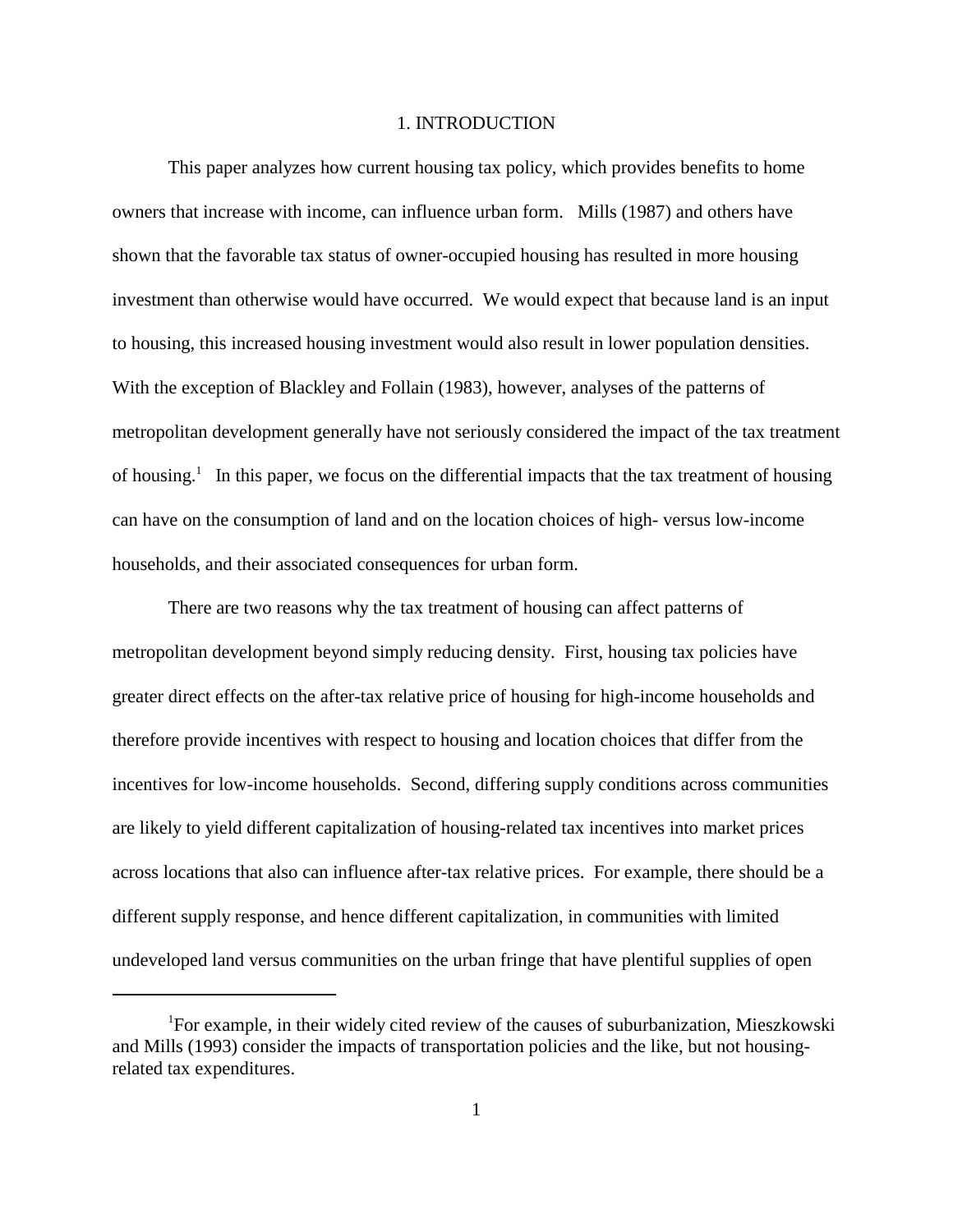# 1. INTRODUCTION

This paper analyzes how current housing tax policy, which provides benefits to home owners that increase with income, can influence urban form. Mills (1987) and others have shown that the favorable tax status of owner-occupied housing has resulted in more housing investment than otherwise would have occurred. We would expect that because land is an input to housing, this increased housing investment would also result in lower population densities. With the exception of Blackley and Follain (1983), however, analyses of the patterns of metropolitan development generally have not seriously considered the impact of the tax treatment of housing.[1] In this paper, we focus on the differential impacts that the tax treatment of housing can have on the consumption of land and on the location choices of high- versus low-income households, and their associated consequences for urban form.

There are two reasons why the tax treatment of housing can affect patterns of metropolitan development beyond simply reducing density. First, housing tax policies have greater direct effects on the after-tax relative price of housing for high-income households and therefore provide incentives with respect to housing and location choices that differ from the incentives for low-income households. Second, differing supply conditions across communities are likely to yield different capitalization of housing-related tax incentives into market prices across locations that also can influence after-tax relative prices. For example, there should be a different supply response, and hence different capitalization, in communities with limited undeveloped land versus communities on the urban fringe that have plentiful supplies of open

[1] For example, in their widely cited review of the causes of suburbanization, Mieszkowski and Mills (1993) consider the impacts of transportation policies and the like, but not housing-related tax expenditures.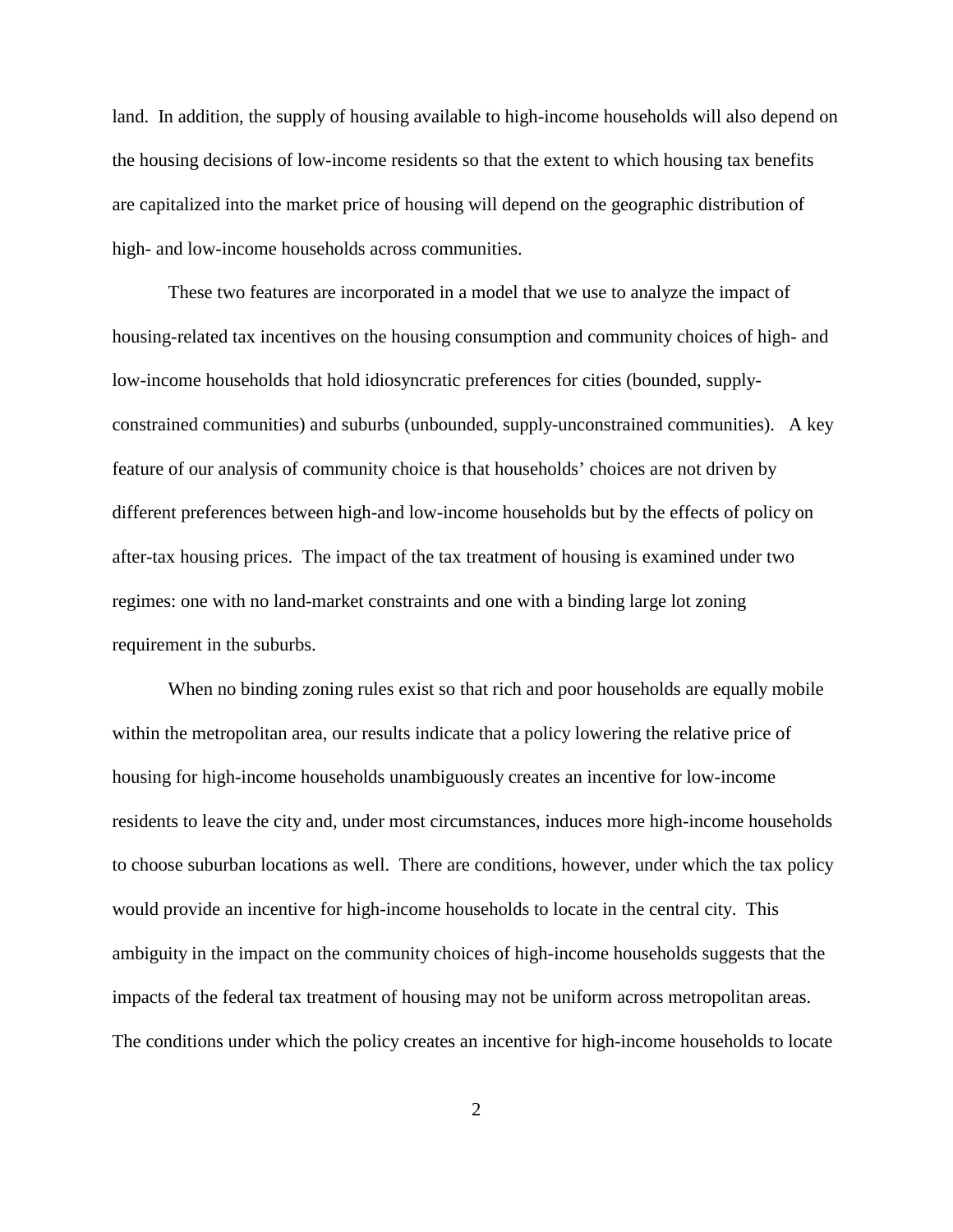land. In addition, the supply of housing available to high-income households will also depend on the housing decisions of low-income residents so that the extent to which housing tax benefits are capitalized into the market price of housing will depend on the geographic distribution of high- and low-income households across communities.

These two features are incorporated in a model that we use to analyze the impact of housing-related tax incentives on the housing consumption and community choices of high- and low-income households that hold idiosyncratic preferences for cities (bounded, supply-constrained communities) and suburbs (unbounded, supply-unconstrained communities). A key feature of our analysis of community choice is that households' choices are not driven by different preferences between high-and low-income households but by the effects of policy on after-tax housing prices. The impact of the tax treatment of housing is examined under two regimes: one with no land-market constraints and one with a binding large lot zoning requirement in the suburbs.

When no binding zoning rules exist so that rich and poor households are equally mobile within the metropolitan area, our results indicate that a policy lowering the relative price of housing for high-income households unambiguously creates an incentive for low-income residents to leave the city and, under most circumstances, induces more high-income households to choose suburban locations as well. There are conditions, however, under which the tax policy would provide an incentive for high-income households to locate in the central city. This ambiguity in the impact on the community choices of high-income households suggests that the impacts of the federal tax treatment of housing may not be uniform across metropolitan areas. The conditions under which the policy creates an incentive for high-income households to locate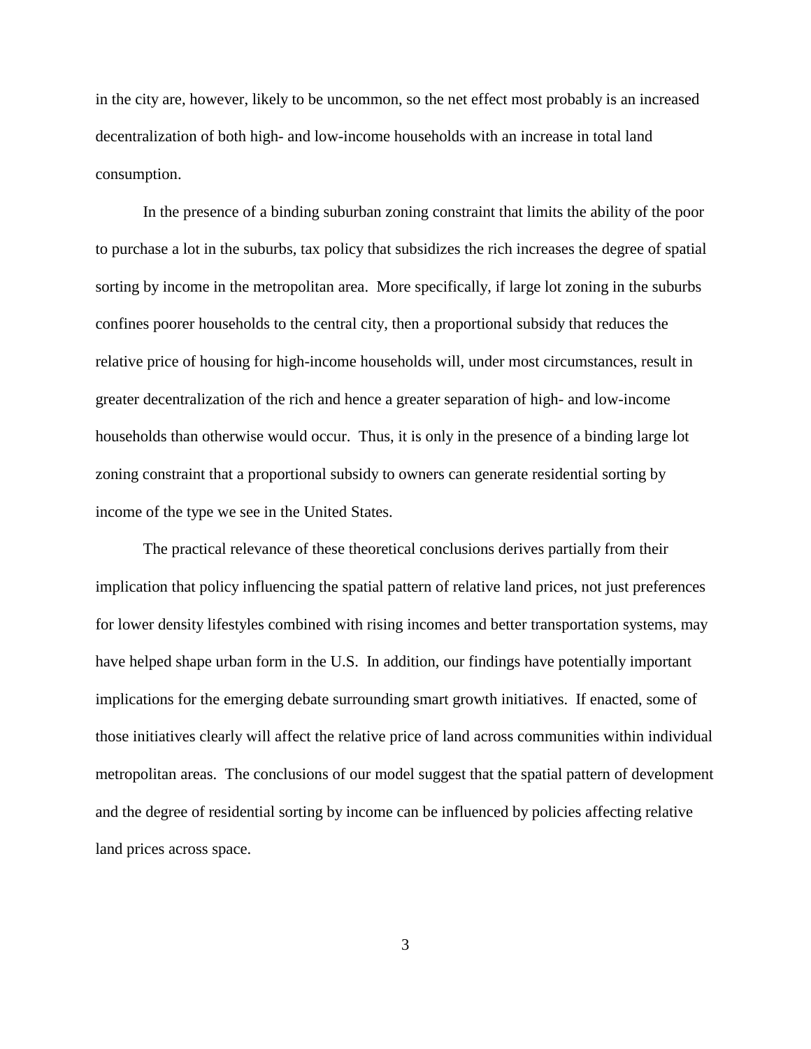in the city are, however, likely to be uncommon, so the net effect most probably is an increased decentralization of both high- and low-income households with an increase in total land consumption.

In the presence of a binding suburban zoning constraint that limits the ability of the poor to purchase a lot in the suburbs, tax policy that subsidizes the rich increases the degree of spatial sorting by income in the metropolitan area. More specifically, if large lot zoning in the suburbs confines poorer households to the central city, then a proportional subsidy that reduces the relative price of housing for high-income households will, under most circumstances, result in greater decentralization of the rich and hence a greater separation of high- and low-income households than otherwise would occur. Thus, it is only in the presence of a binding large lot zoning constraint that a proportional subsidy to owners can generate residential sorting by income of the type we see in the United States.

The practical relevance of these theoretical conclusions derives partially from their implication that policy influencing the spatial pattern of relative land prices, not just preferences for lower density lifestyles combined with rising incomes and better transportation systems, may have helped shape urban form in the U.S. In addition, our findings have potentially important implications for the emerging debate surrounding smart growth initiatives. If enacted, some of those initiatives clearly will affect the relative price of land across communities within individual metropolitan areas. The conclusions of our model suggest that the spatial pattern of development and the degree of residential sorting by income can be influenced by policies affecting relative land prices across space.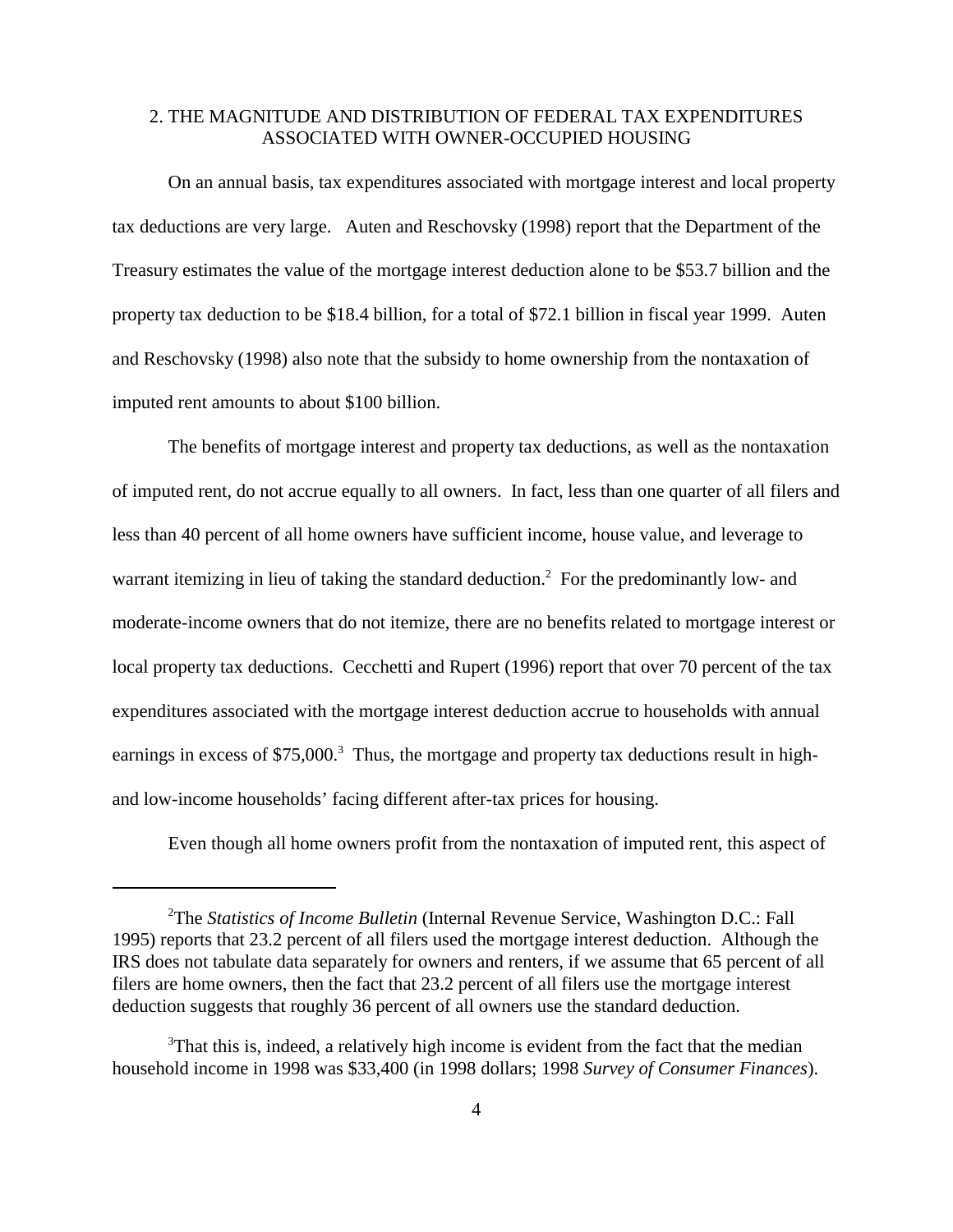## 2. THE MAGNITUDE AND DISTRIBUTION OF FEDERAL TAX EXPENDITURES ASSOCIATED WITH OWNER-OCCUPIED HOUSING

On an annual basis, tax expenditures associated with mortgage interest and local property tax deductions are very large. Auten and Reschovsky (1998) report that the Department of the Treasury estimates the value of the mortgage interest deduction alone to be $53.7 billion and the property tax deduction to be $18.4 billion, for a total of $72.1 billion in fiscal year 1999. Auten and Reschovsky (1998) also note that the subsidy to home ownership from the nontaxation of imputed rent amounts to about $100 billion.

The benefits of mortgage interest and property tax deductions, as well as the nontaxation of imputed rent, do not accrue equally to all owners. In fact, less than one quarter of all filers and less than 40 percent of all home owners have sufficient income, house value, and leverage to warrant itemizing in lieu of taking the standard deduction.[2] For the predominantly low- and moderate-income owners that do not itemize, there are no benefits related to mortgage interest or local property tax deductions. Cecchetti and Rupert (1996) report that over 70 percent of the tax expenditures associated with the mortgage interest deduction accrue to households with annual earnings in excess of $75,000.[3] Thus, the mortgage and property tax deductions result in high- and low-income households' facing different after-tax prices for housing.

Even though all home owners profit from the nontaxation of imputed rent, this aspect of

---

[2]The *Statistics of Income Bulletin* (Internal Revenue Service, Washington D.C.: Fall 1995) reports that 23.2 percent of all filers used the mortgage interest deduction. Although the IRS does not tabulate data separately for owners and renters, if we assume that 65 percent of all filers are home owners, then the fact that 23.2 percent of all filers use the mortgage interest deduction suggests that roughly 36 percent of all owners use the standard deduction.

[3]That this is, indeed, a relatively high income is evident from the fact that the median household income in 1998 was $33,400 (in 1998 dollars; 1998 *Survey of Consumer Finances*).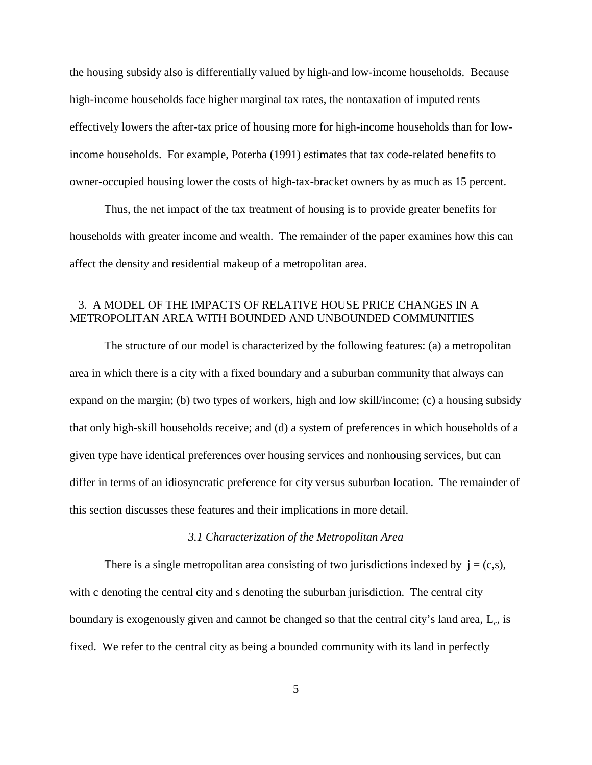the housing subsidy also is differentially valued by high-and low-income households. Because high-income households face higher marginal tax rates, the nontaxation of imputed rents effectively lowers the after-tax price of housing more for high-income households than for low-income households. For example, Poterba (1991) estimates that tax code-related benefits to owner-occupied housing lower the costs of high-tax-bracket owners by as much as 15 percent.

Thus, the net impact of the tax treatment of housing is to provide greater benefits for households with greater income and wealth. The remainder of the paper examines how this can affect the density and residential makeup of a metropolitan area.

## 3. A MODEL OF THE IMPACTS OF RELATIVE HOUSE PRICE CHANGES IN A METROPOLITAN AREA WITH BOUNDED AND UNBOUNDED COMMUNITIES

The structure of our model is characterized by the following features: (a) a metropolitan area in which there is a city with a fixed boundary and a suburban community that always can expand on the margin; (b) two types of workers, high and low skill/income; (c) a housing subsidy that only high-skill households receive; and (d) a system of preferences in which households of a given type have identical preferences over housing services and nonhousing services, but can differ in terms of an idiosyncratic preference for city versus suburban location. The remainder of this section discusses these features and their implications in more detail.

### *3.1 Characterization of the Metropolitan Area*

There is a single metropolitan area consisting of two jurisdictions indexed by $j = (c,s)$, with c denoting the central city and s denoting the suburban jurisdiction. The central city boundary is exogenously given and cannot be changed so that the central city's land area, $\overline{L}_c$, is fixed. We refer to the central city as being a bounded community with its land in perfectly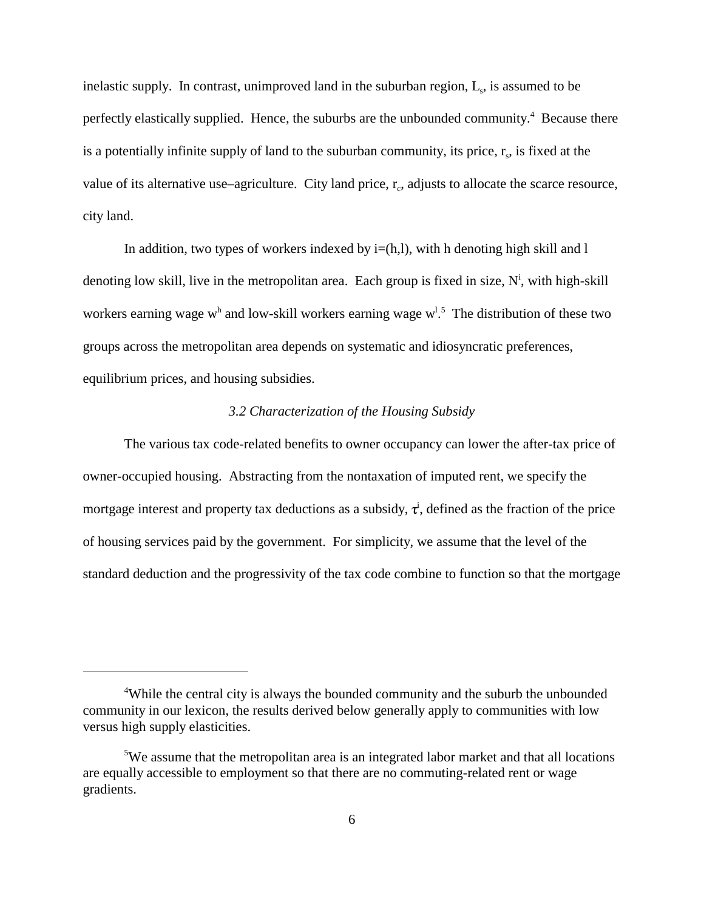inelastic supply. In contrast, unimproved land in the suburban region, $L_s$, is assumed to be perfectly elastically supplied. Hence, the suburbs are the unbounded community.[4] Because there is a potentially infinite supply of land to the suburban community, its price, $r_s$, is fixed at the value of its alternative use–agriculture. City land price, $r_c$, adjusts to allocate the scarce resource, city land.

In addition, two types of workers indexed by i=(h,l), with h denoting high skill and l denoting low skill, live in the metropolitan area. Each group is fixed in size, $N^i$, with high-skill workers earning wage $w^h$ and low-skill workers earning wage $w^l$.[5] The distribution of these two groups across the metropolitan area depends on systematic and idiosyncratic preferences, equilibrium prices, and housing subsidies.

### *3.2 Characterization of the Housing Subsidy*

The various tax code-related benefits to owner occupancy can lower the after-tax price of owner-occupied housing. Abstracting from the nontaxation of imputed rent, we specify the mortgage interest and property tax deductions as a subsidy, $\tau^i$, defined as the fraction of the price of housing services paid by the government. For simplicity, we assume that the level of the standard deduction and the progressivity of the tax code combine to function so that the mortgage

---

[4]While the central city is always the bounded community and the suburb the unbounded community in our lexicon, the results derived below generally apply to communities with low versus high supply elasticities.

[5]We assume that the metropolitan area is an integrated labor market and that all locations are equally accessible to employment so that there are no commuting-related rent or wage gradients.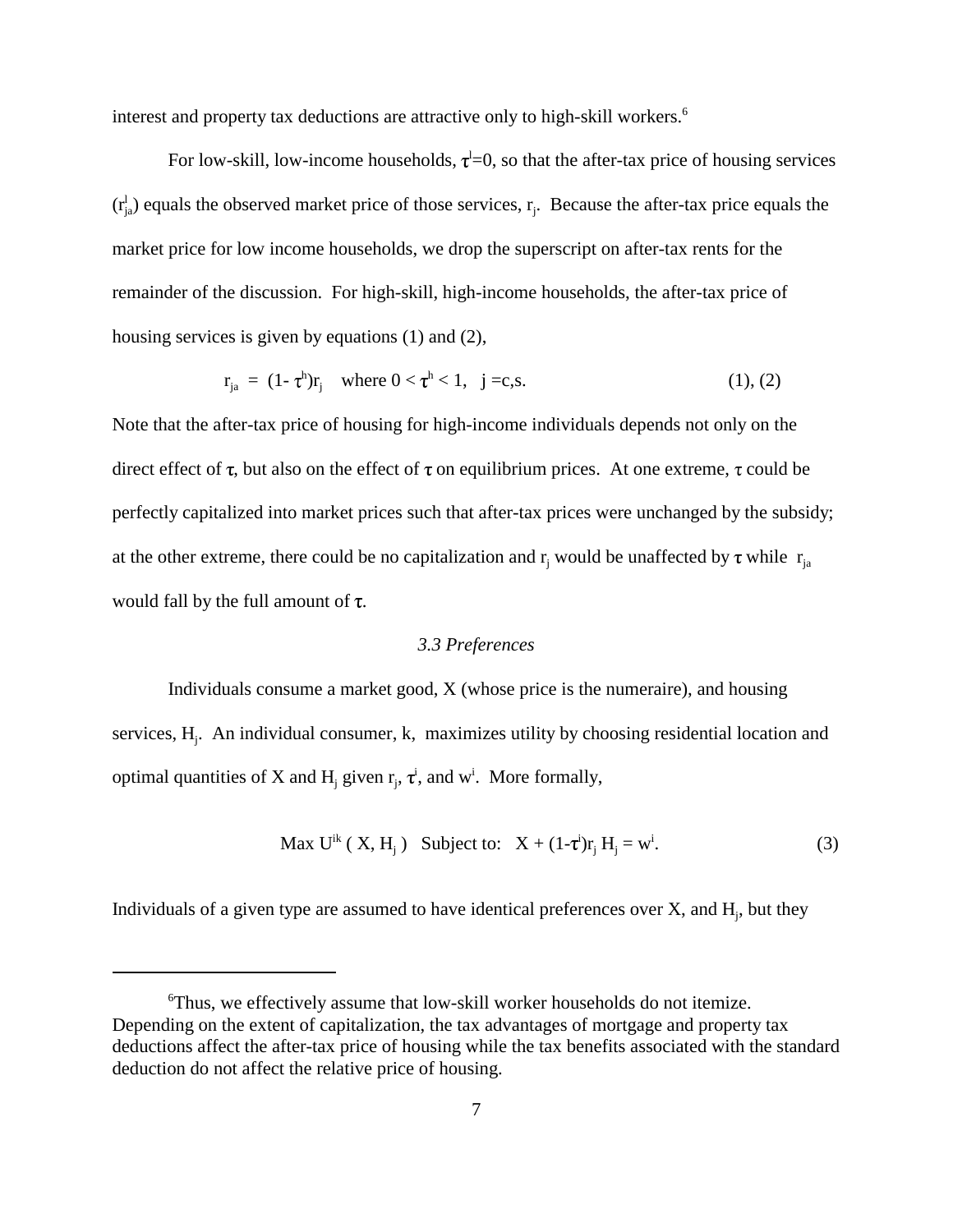interest and property tax deductions are attractive only to high-skill workers.[6]

For low-skill, low-income households, $\tau^l$=0, so that the after-tax price of housing services ($r^l_{ja}$) equals the observed market price of those services, $r_j$. Because the after-tax price equals the market price for low income households, we drop the superscript on after-tax rents for the remainder of the discussion. For high-skill, high-income households, the after-tax price of housing services is given by equations (1) and (2),

$$r_{ja} = (1- \tau^h)r_j \quad \text{where } 0 < \tau^h < 1, \quad j = c,s. \tag{1), (2}$$

Note that the after-tax price of housing for high-income individuals depends not only on the direct effect of $\tau$, but also on the effect of $\tau$ on equilibrium prices. At one extreme, $\tau$ could be perfectly capitalized into market prices such that after-tax prices were unchanged by the subsidy; at the other extreme, there could be no capitalization and $r_j$ would be unaffected by $\tau$ while $r_{ja}$ would fall by the full amount of $\tau$.

### *3.3 Preferences*

Individuals consume a market good, X (whose price is the numeraire), and housing services, $H_j$. An individual consumer, k, maximizes utility by choosing residential location and optimal quantities of X and $H_j$ given $r_j$, $\tau^i$, and $w^i$. More formally,

$$\text{Max } U^{ik} ( X, H_j ) \quad \text{Subject to:} \quad X + (1-\tau^i)r_j H_j = w^i. \tag{3}$$

Individuals of a given type are assumed to have identical preferences over X, and $H_j$, but they

---

[6] Thus, we effectively assume that low-skill worker households do not itemize. Depending on the extent of capitalization, the tax advantages of mortgage and property tax deductions affect the after-tax price of housing while the tax benefits associated with the standard deduction do not affect the relative price of housing.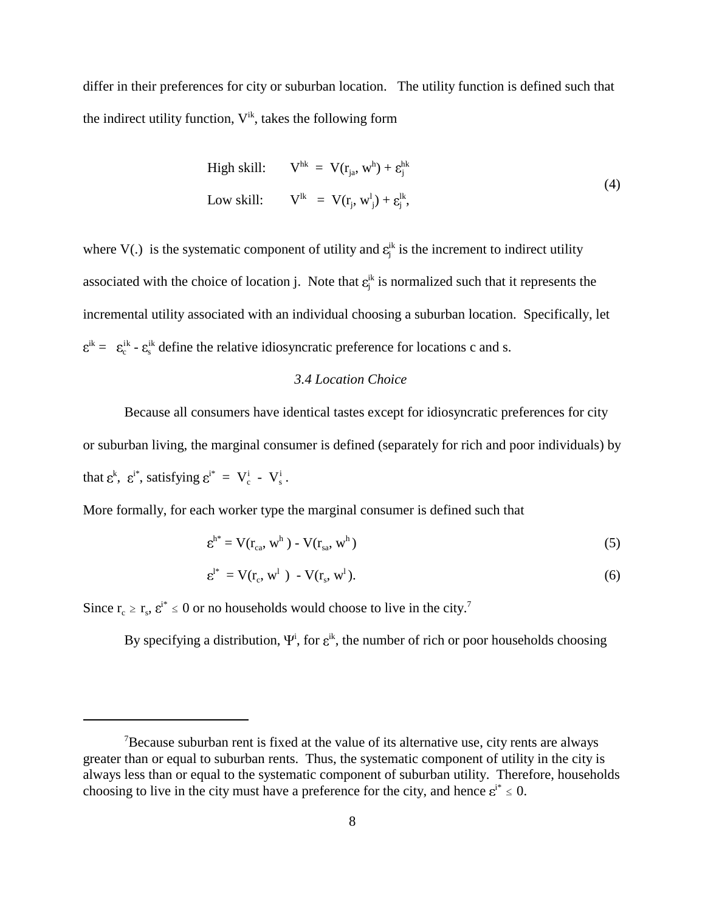differ in their preferences for city or suburban location. The utility function is defined such that the indirect utility function, $V^{ik}$, takes the following form

$$\begin{aligned} \text{High skill:} \qquad & V^{hk} = V(r_{ja}, w^h) + \varepsilon_j^{hk} \\ \text{Low skill:} \qquad & V^{lk} = V(r_j, w_j^l) + \varepsilon_j^{lk}, \end{aligned} \tag{4}$$

where V(.) is the systematic component of utility and $\varepsilon_j^{ik}$ is the increment to indirect utility associated with the choice of location j. Note that $\varepsilon_j^{ik}$ is normalized such that it represents the incremental utility associated with an individual choosing a suburban location. Specifically, let $\varepsilon^{ik} = \varepsilon_c^{ik} - \varepsilon_s^{ik}$ define the relative idiosyncratic preference for locations c and s.

*3.4 Location Choice*

Because all consumers have identical tastes except for idiosyncratic preferences for city or suburban living, the marginal consumer is defined (separately for rich and poor individuals) by that $\varepsilon^k$, $\varepsilon^{i*}$, satisfying $\varepsilon^{i*} = V_c^i - V_s^i$.

More formally, for each worker type the marginal consumer is defined such that

$$\varepsilon^{h*} = V(r_{ca}, w^h) - V(r_{sa}, w^h) \tag{5}$$

$$\varepsilon^{l*} = V(r_c, w^l) - V(r_s, w^l). \tag{6}$$

Since $r_c \geq r_s$, $\varepsilon^{i*} \leq 0$ or no households would choose to live in the city.[7]

By specifying a distribution, $\Psi^i$, for $\varepsilon^{ik}$, the number of rich or poor households choosing

[7]Because suburban rent is fixed at the value of its alternative use, city rents are always greater than or equal to suburban rents. Thus, the systematic component of utility in the city is always less than or equal to the systematic component of suburban utility. Therefore, households choosing to live in the city must have a preference for the city, and hence $\varepsilon^{i*} \leq 0$.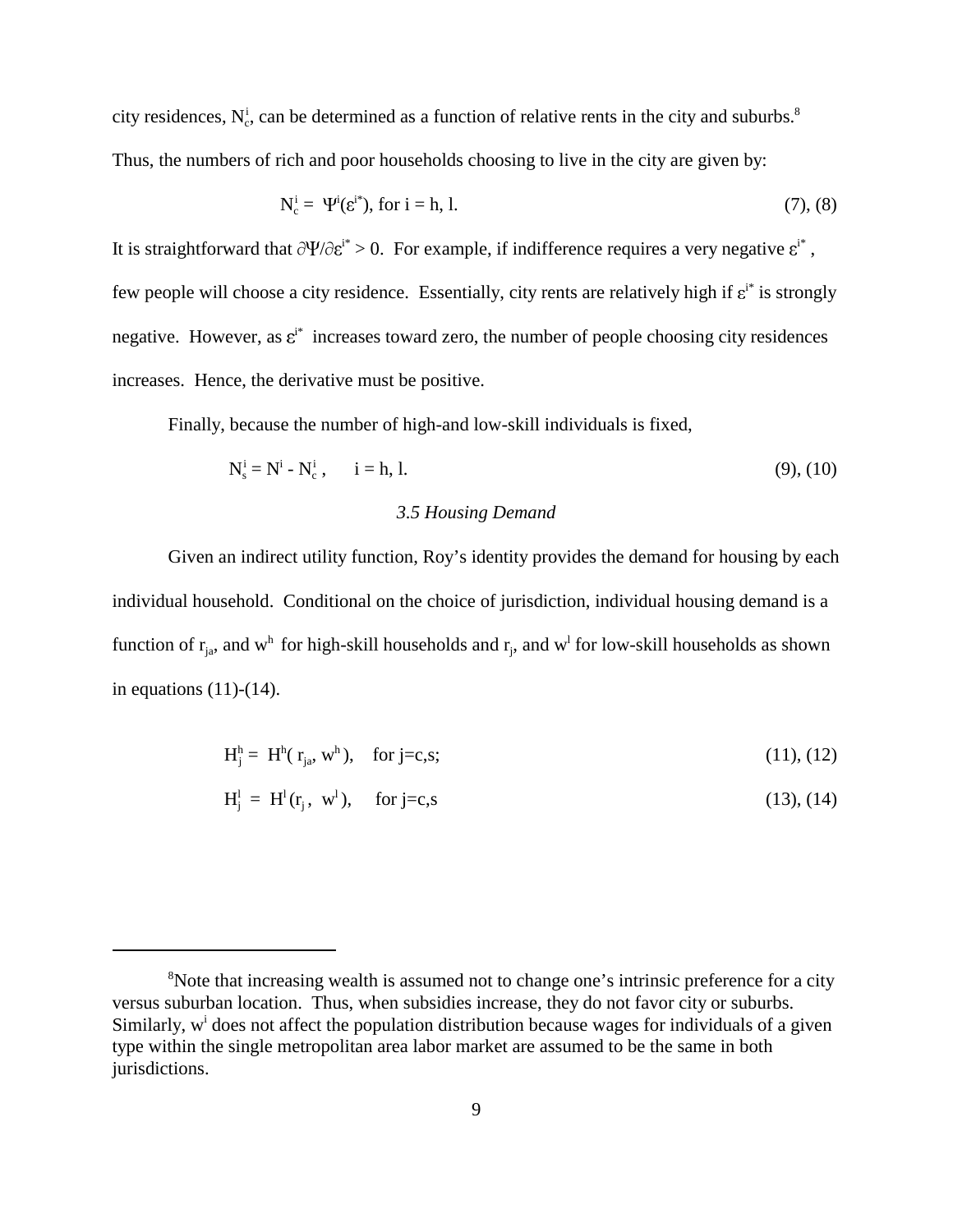city residences, $N_c^i$, can be determined as a function of relative rents in the city and suburbs.[8] Thus, the numbers of rich and poor households choosing to live in the city are given by:

$$N_c^i = \Psi^i(\varepsilon^{i*}), \text{ for } i = h, l. \tag{7), (8}$$

It is straightforward that $\partial\Psi/\partial\varepsilon^{i*} > 0$. For example, if indifference requires a very negative $\varepsilon^{i*}$, few people will choose a city residence. Essentially, city rents are relatively high if $\varepsilon^{i*}$ is strongly negative. However, as $\varepsilon^{i*}$ increases toward zero, the number of people choosing city residences increases. Hence, the derivative must be positive.

Finally, because the number of high-and low-skill individuals is fixed,

$$N_s^i = N^i - N_c^i, \quad i = h, l. \tag{9), (10}$$

### *3.5 Housing Demand*

Given an indirect utility function, Roy's identity provides the demand for housing by each individual household. Conditional on the choice of jurisdiction, individual housing demand is a function of $r_{ja}$, and $w^h$ for high-skill households and $r_j$, and $w^l$ for low-skill households as shown in equations (11)-(14).

$$H_j^h = H^h(r_{ja}, w^h), \quad \text{for } j=c,s; \tag{11), (12}$$

$$H_j^l = H^l(r_j, w^l), \quad \text{for } j=c,s \tag{13), (14}$$

---

[8]Note that increasing wealth is assumed not to change one's intrinsic preference for a city versus suburban location. Thus, when subsidies increase, they do not favor city or suburbs. Similarly, $w^i$ does not affect the population distribution because wages for individuals of a given type within the single metropolitan area labor market are assumed to be the same in both jurisdictions.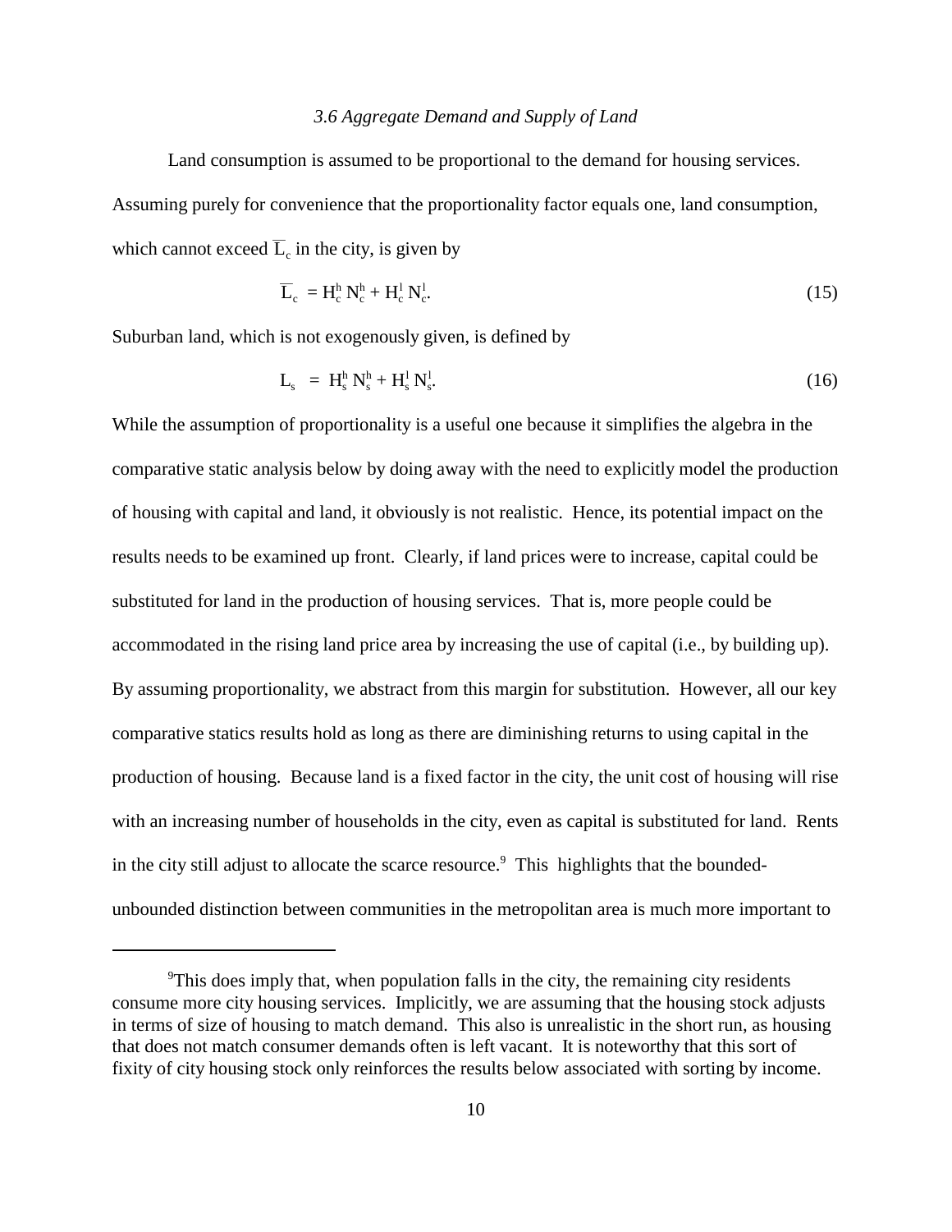### *3.6 Aggregate Demand and Supply of Land*

Land consumption is assumed to be proportional to the demand for housing services. Assuming purely for convenience that the proportionality factor equals one, land consumption, which cannot exceed $\overline{L}_c$ in the city, is given by

$$\overline{L}_c = H_c^h N_c^h + H_c^l N_c^l. \tag{15}$$

Suburban land, which is not exogenously given, is defined by

$$L_s = H_s^h N_s^h + H_s^l N_s^l. \tag{16}$$

While the assumption of proportionality is a useful one because it simplifies the algebra in the comparative static analysis below by doing away with the need to explicitly model the production of housing with capital and land, it obviously is not realistic. Hence, its potential impact on the results needs to be examined up front. Clearly, if land prices were to increase, capital could be substituted for land in the production of housing services. That is, more people could be accommodated in the rising land price area by increasing the use of capital (i.e., by building up). By assuming proportionality, we abstract from this margin for substitution. However, all our key comparative statics results hold as long as there are diminishing returns to using capital in the production of housing. Because land is a fixed factor in the city, the unit cost of housing will rise with an increasing number of households in the city, even as capital is substituted for land. Rents in the city still adjust to allocate the scarce resource.[9] This highlights that the bounded-unbounded distinction between communities in the metropolitan area is much more important to

[9]This does imply that, when population falls in the city, the remaining city residents consume more city housing services. Implicitly, we are assuming that the housing stock adjusts in terms of size of housing to match demand. This also is unrealistic in the short run, as housing that does not match consumer demands often is left vacant. It is noteworthy that this sort of fixity of city housing stock only reinforces the results below associated with sorting by income.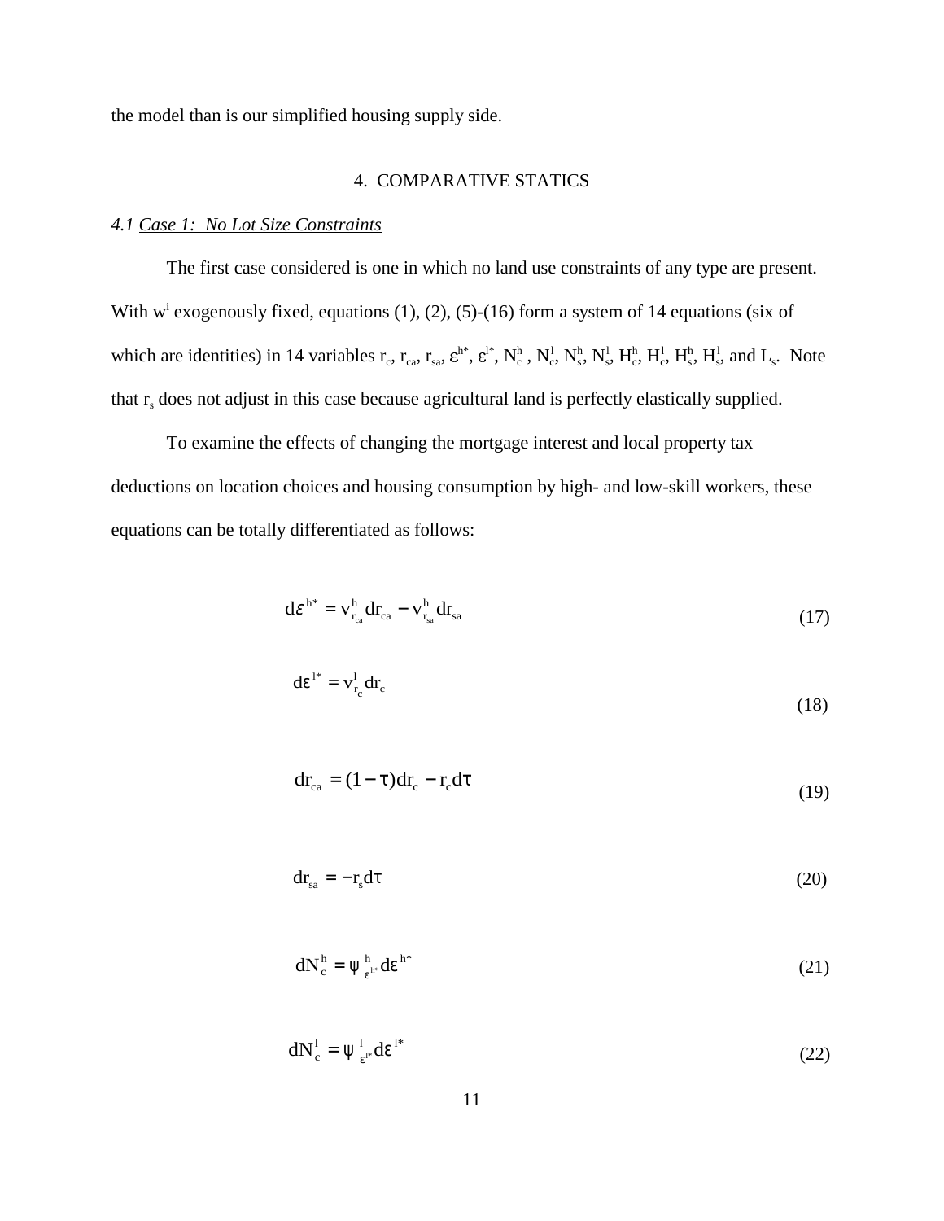the model than is our simplified housing supply side.

## 4. COMPARATIVE STATICS

### *4.1 Case 1: No Lot Size Constraints*

The first case considered is one in which no land use constraints of any type are present. With $w^i$ exogenously fixed, equations (1), (2), (5)-(16) form a system of 14 equations (six of which are identities) in 14 variables $r_c$, $r_{ca}$, $r_{sa}$, $\varepsilon^{h*}$, $\varepsilon^{l*}$, $N_c^h$, $N_c^l$, $N_s^h$, $N_s^l$, $H_c^h$, $H_c^l$, $H_s^h$, $H_s^l$, and $L_s$. Note that $r_s$ does not adjust in this case because agricultural land is perfectly elastically supplied.

To examine the effects of changing the mortgage interest and local property tax deductions on location choices and housing consumption by high- and low-skill workers, these equations can be totally differentiated as follows:

$$d\varepsilon^{h*} = v_{r_{ca}}^h dr_{ca} - v_{r_{sa}}^h dr_{sa} \tag{17}$$

$$d\varepsilon^{l*} = v_{r_c}^l dr_c \tag{18}$$

$$dr_{ca} = (1-\tau)dr_c - r_c d\tau \tag{19}$$

$$dr_{sa} = -r_s d\tau \tag{20}$$

$$dN_c^h = \psi_{\varepsilon^{h*}}^h d\varepsilon^{h*} \tag{21}$$

$$dN_c^l = \psi_{\varepsilon^{l*}}^l d\varepsilon^{l*} \tag{22}$$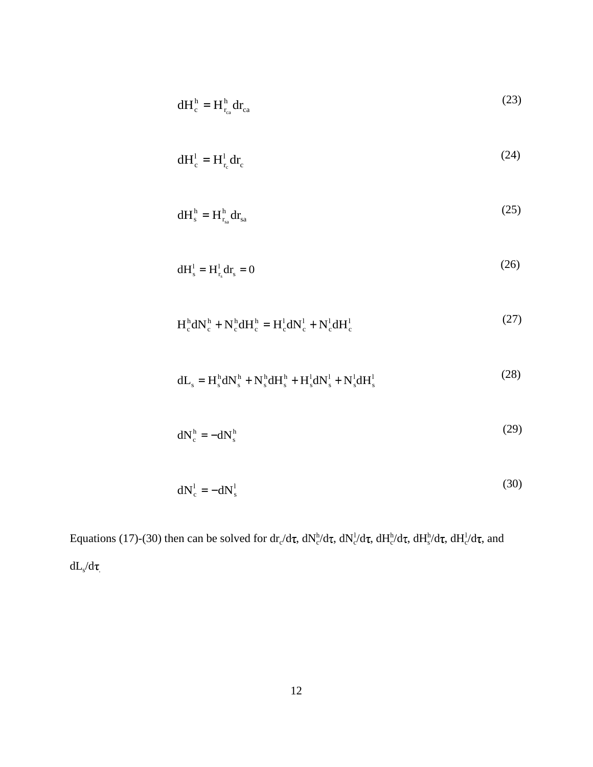$$dH_c^h = H_{r_{ca}}^h dr_{ca} \tag{23}$$

$$dH_c^l = H_{r_c}^l dr_c \tag{24}$$

$$dH_s^h = H_{r_{sa}}^h dr_{sa} \tag{25}$$

$$dH_s^l = H_{r_s}^l dr_s = 0 \tag{26}$$

$$H_c^h dN_c^h + N_c^h dH_c^h = H_c^l dN_c^l + N_c^l dH_c^l \tag{27}$$

$$dL_s = H_s^h dN_s^h + N_s^h dH_s^h + H_s^l dN_s^l + N_s^l dH_s^l \tag{28}$$

$$dN_c^h = -dN_s^h \tag{29}$$

$$dN_c^l = -dN_s^l \tag{30}$$

Equations (17)-(30) then can be solved for $dr_c/d\tau$, $dN_c^h/d\tau$, $dN_c^l/d\tau$, $dH_c^h/d\tau$, $dH_s^h/d\tau$, $dH_c^l/d\tau$, and $dL_s/d\tau$.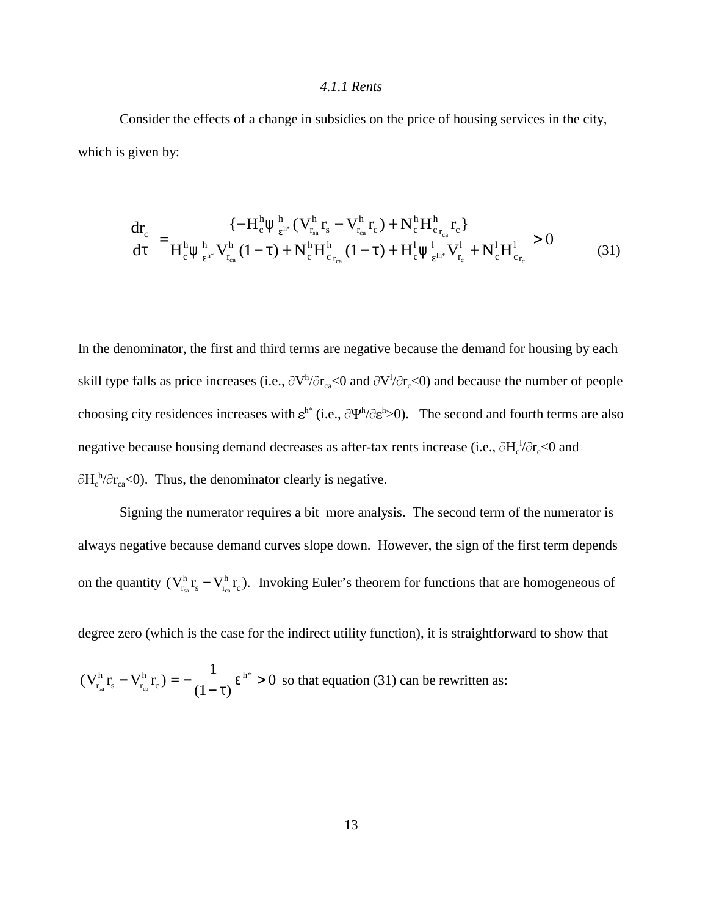#### *4.1.1 Rents*

Consider the effects of a change in subsidies on the price of housing services in the city, which is given by:

$$\frac{dr_c}{d\tau} = \frac{\{-H_c^h \psi_{\varepsilon^{h*}}^h (V_{r_{sa}}^h r_s - V_{r_{ca}}^h r_c) + N_c^h H_{c\,r_{ca}}^h r_c\}}{H_c^h \psi_{\varepsilon^{h*}}^h V_{r_{ca}}^h (1-\tau) + N_c^h H_{c\,r_{ca}}^h (1-\tau) + H_c^l \psi_{\varepsilon^{lh*}}^l V_{r_c}^l + N_c^l H_{c\,r_c}^l} > 0 \qquad (31)$$

In the denominator, the first and third terms are negative because the demand for housing by each skill type falls as price increases (i.e., $\partial V^h/\partial r_{ca}<0$ and $\partial V^l/\partial r_c<0$) and because the number of people choosing city residences increases with $\varepsilon^{h*}$ (i.e., $\partial \Psi^h/\partial \varepsilon^h>0$). The second and fourth terms are also negative because housing demand decreases as after-tax rents increase (i.e., $\partial H_c^l/\partial r_c<0$ and $\partial H_c^h/\partial r_{ca}<0$). Thus, the denominator clearly is negative.

Signing the numerator requires a bit more analysis. The second term of the numerator is always negative because demand curves slope down. However, the sign of the first term depends on the quantity $(V_{r_{sa}}^h r_s - V_{r_{ca}}^h r_c)$. Invoking Euler's theorem for functions that are homogeneous of degree zero (which is the case for the indirect utility function), it is straightforward to show that $(V_{r_{sa}}^h r_s - V_{r_{ca}}^h r_c) = -\frac{1}{(1-\tau)}\varepsilon^{h*} > 0$ so that equation (31) can be rewritten as: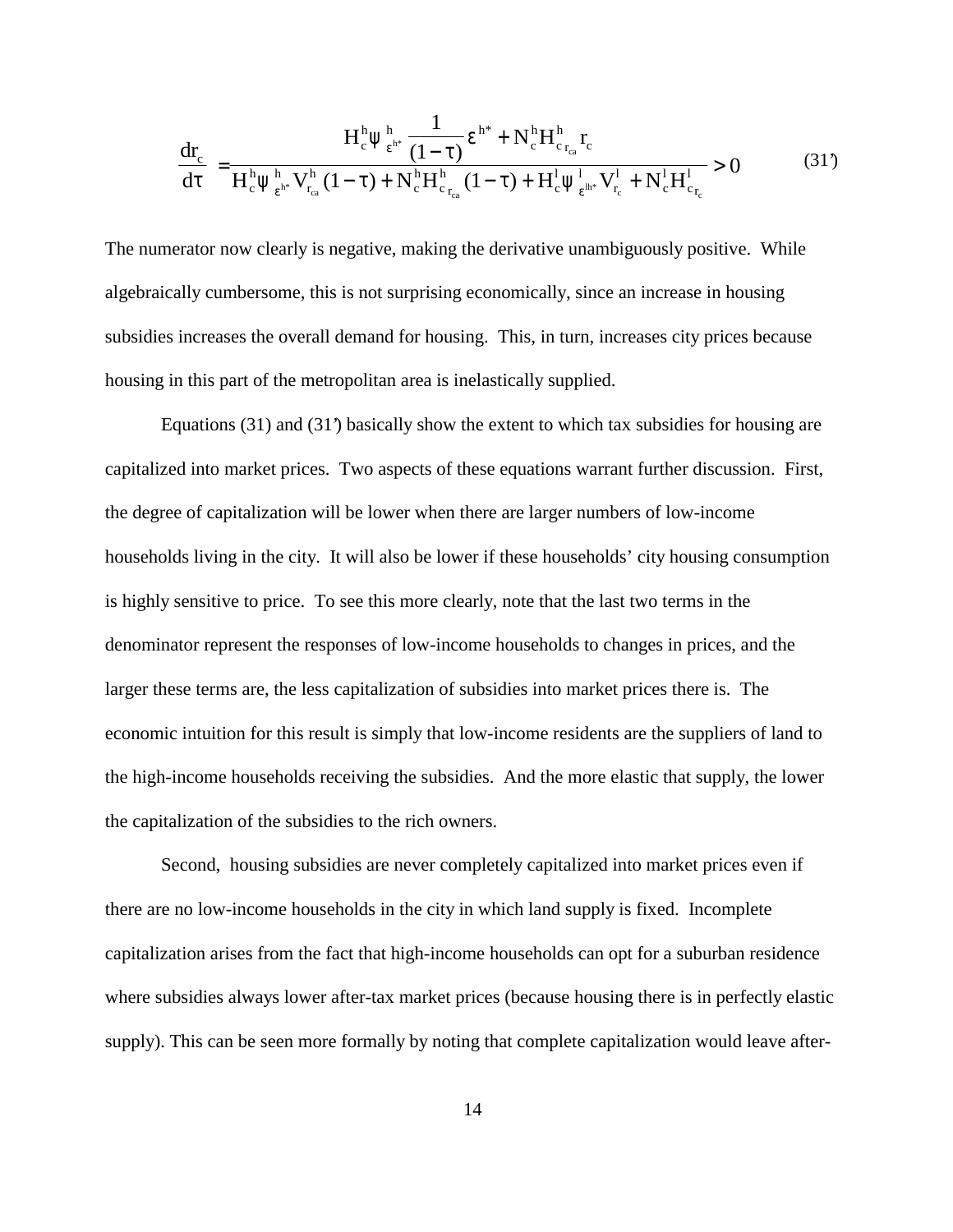$$\frac{dr_c}{d\tau} = \frac{H_c^h \psi^h_{\varepsilon^{h*}} \frac{1}{(1-\tau)} \varepsilon^{h*} + N_c^h H^h_{c_{r_{ca}}} r_c}{H_c^h \psi^h_{\varepsilon^{h*}} V^h_{r_{ca}} (1-\tau) + N_c^h H^h_{c_{r_{ca}}} (1-\tau) + H_c^l \psi^l_{\varepsilon^{lh*}} V^l_{r_c} + N_c^l H^l_{c_{r_c}}} > 0 \qquad (31')$$

The numerator now clearly is negative, making the derivative unambiguously positive. While algebraically cumbersome, this is not surprising economically, since an increase in housing subsidies increases the overall demand for housing. This, in turn, increases city prices because housing in this part of the metropolitan area is inelastically supplied.

Equations (31) and (31') basically show the extent to which tax subsidies for housing are capitalized into market prices. Two aspects of these equations warrant further discussion. First, the degree of capitalization will be lower when there are larger numbers of low-income households living in the city. It will also be lower if these households' city housing consumption is highly sensitive to price. To see this more clearly, note that the last two terms in the denominator represent the responses of low-income households to changes in prices, and the larger these terms are, the less capitalization of subsidies into market prices there is. The economic intuition for this result is simply that low-income residents are the suppliers of land to the high-income households receiving the subsidies. And the more elastic that supply, the lower the capitalization of the subsidies to the rich owners.

Second, housing subsidies are never completely capitalized into market prices even if there are no low-income households in the city in which land supply is fixed. Incomplete capitalization arises from the fact that high-income households can opt for a suburban residence where subsidies always lower after-tax market prices (because housing there is in perfectly elastic supply). This can be seen more formally by noting that complete capitalization would leave after-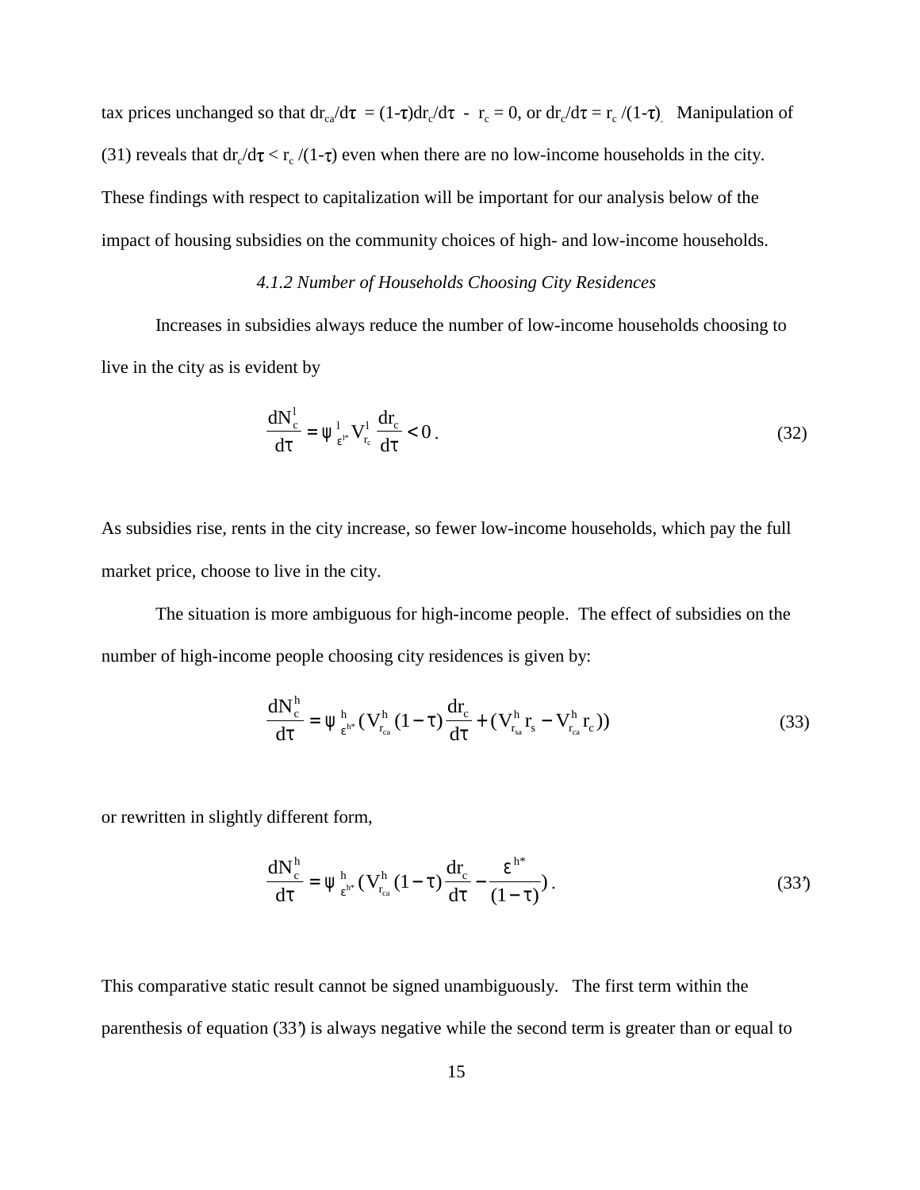tax prices unchanged so that $dr_{ca}/d\tau = (1-\tau)dr_c/d\tau - r_c = 0$, or $dr_c/d\tau = r_c/(1-\tau)$. Manipulation of (31) reveals that $dr_c/d\tau < r_c/(1-\tau)$ even when there are no low-income households in the city. These findings with respect to capitalization will be important for our analysis below of the impact of housing subsidies on the community choices of high- and low-income households.

### *4.1.2 Number of Households Choosing City Residences*

Increases in subsidies always reduce the number of low-income households choosing to live in the city as is evident by

$$\frac{dN_c^l}{d\tau} = \psi_{\varepsilon^{l*}}^l V_{r_c}^l \frac{dr_c}{d\tau} < 0\,. \tag{32}$$

As subsidies rise, rents in the city increase, so fewer low-income households, which pay the full market price, choose to live in the city.

The situation is more ambiguous for high-income people. The effect of subsidies on the number of high-income people choosing city residences is given by:

$$\frac{dN_c^h}{d\tau} = \psi_{\varepsilon^{h*}}^h (V_{r_{ca}}^h (1-\tau)\frac{dr_c}{d\tau} + (V_{r_{sa}}^h r_s - V_{r_{ca}}^h r_c)) \tag{33}$$

or rewritten in slightly different form,

$$\frac{dN_c^h}{d\tau} = \psi_{\varepsilon^{h*}}^h (V_{r_{ca}}^h (1-\tau)\frac{dr_c}{d\tau} - \frac{\varepsilon^{h*}}{(1-\tau)})\,. \tag{33'}$$

This comparative static result cannot be signed unambiguously. The first term within the parenthesis of equation (33') is always negative while the second term is greater than or equal to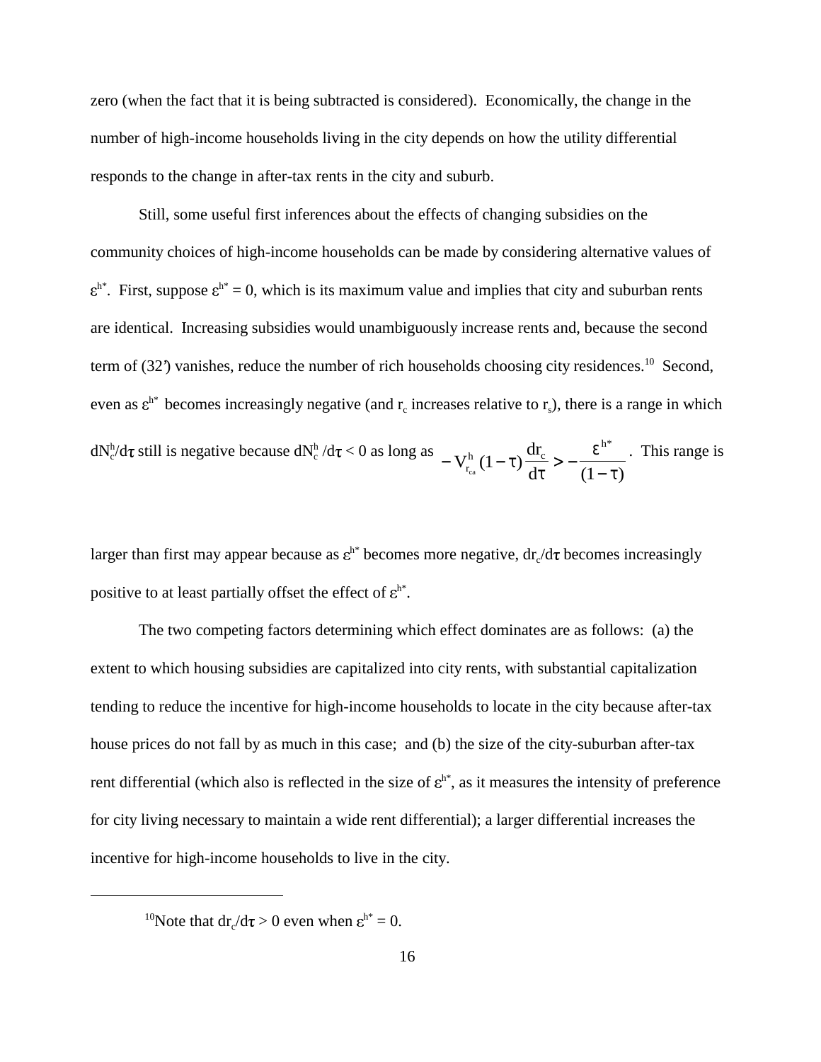zero (when the fact that it is being subtracted is considered). Economically, the change in the number of high-income households living in the city depends on how the utility differential responds to the change in after-tax rents in the city and suburb.

Still, some useful first inferences about the effects of changing subsidies on the community choices of high-income households can be made by considering alternative values of $\varepsilon^{h*}$. First, suppose $\varepsilon^{h*} = 0$, which is its maximum value and implies that city and suburban rents are identical. Increasing subsidies would unambiguously increase rents and, because the second term of (32') vanishes, reduce the number of rich households choosing city residences.[10] Second, even as $\varepsilon^{h*}$ becomes increasingly negative (and $r_c$ increases relative to $r_s$), there is a range in which $dN_c^h/d\tau$ still is negative because $dN_c^h/d\tau < 0$ as long as $-V_{r_{ca}}^h(1-\tau)\frac{dr_c}{d\tau} > -\frac{\varepsilon^{h*}}{(1-\tau)}$. This range is larger than first may appear because as $\varepsilon^{h*}$ becomes more negative, $dr_c/d\tau$ becomes increasingly positive to at least partially offset the effect of $\varepsilon^{h*}$.

The two competing factors determining which effect dominates are as follows: (a) the extent to which housing subsidies are capitalized into city rents, with substantial capitalization tending to reduce the incentive for high-income households to locate in the city because after-tax house prices do not fall by as much in this case; and (b) the size of the city-suburban after-tax rent differential (which also is reflected in the size of $\varepsilon^{h*}$, as it measures the intensity of preference for city living necessary to maintain a wide rent differential); a larger differential increases the incentive for high-income households to live in the city.

---

[10]Note that $dr_c/d\tau > 0$ even when $\varepsilon^{h*} = 0$.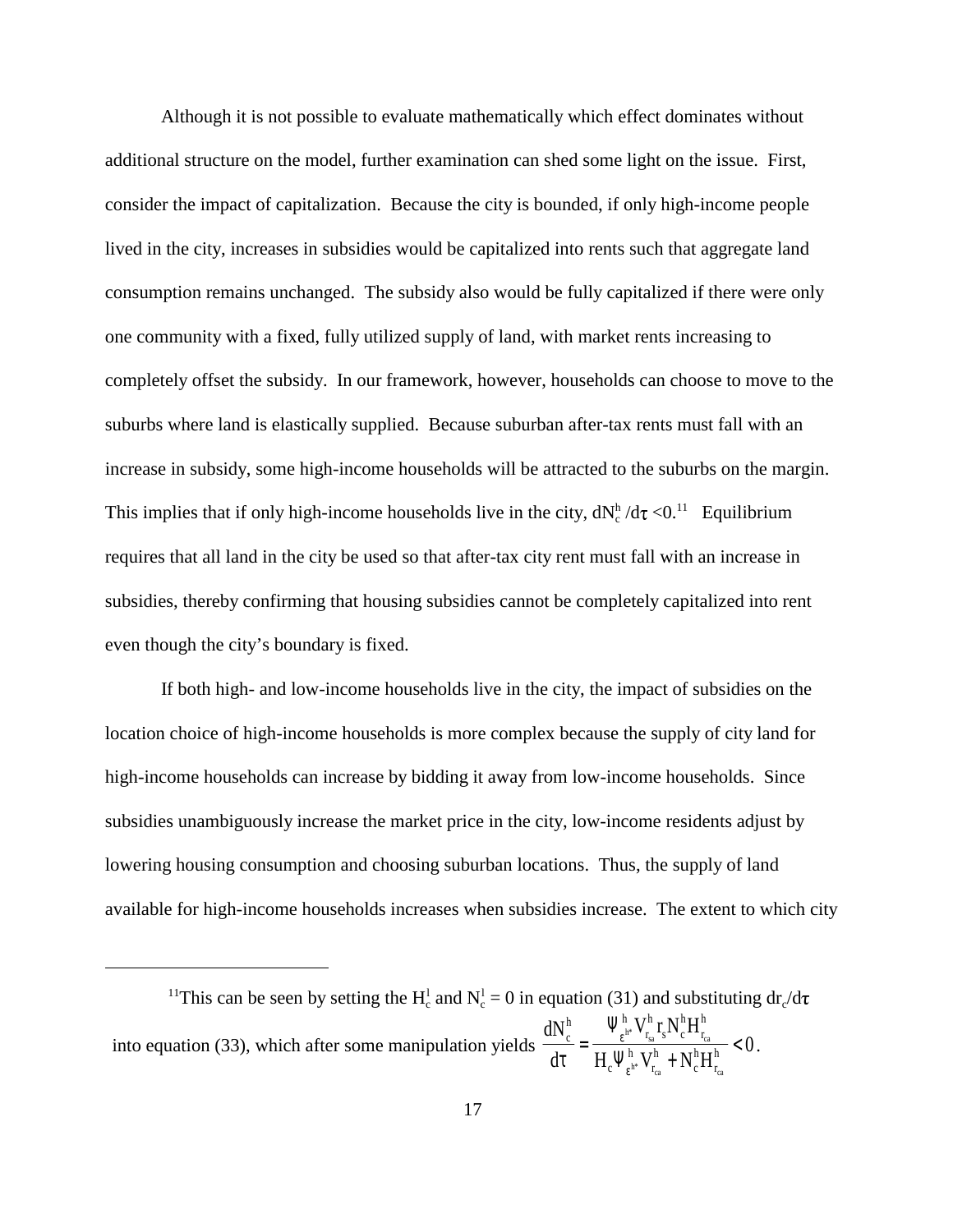Although it is not possible to evaluate mathematically which effect dominates without additional structure on the model, further examination can shed some light on the issue. First, consider the impact of capitalization. Because the city is bounded, if only high-income people lived in the city, increases in subsidies would be capitalized into rents such that aggregate land consumption remains unchanged. The subsidy also would be fully capitalized if there were only one community with a fixed, fully utilized supply of land, with market rents increasing to completely offset the subsidy. In our framework, however, households can choose to move to the suburbs where land is elastically supplied. Because suburban after-tax rents must fall with an increase in subsidy, some high-income households will be attracted to the suburbs on the margin. This implies that if only high-income households live in the city, $dN_c^h/d\tau < 0$.[11] Equilibrium requires that all land in the city be used so that after-tax city rent must fall with an increase in subsidies, thereby confirming that housing subsidies cannot be completely capitalized into rent even though the city's boundary is fixed.

If both high- and low-income households live in the city, the impact of subsidies on the location choice of high-income households is more complex because the supply of city land for high-income households can increase by bidding it away from low-income households. Since subsidies unambiguously increase the market price in the city, low-income residents adjust by lowering housing consumption and choosing suburban locations. Thus, the supply of land available for high-income households increases when subsidies increase. The extent to which city

---

[11]This can be seen by setting the $H_c^l$ and $N_c^l = 0$ in equation (31) and substituting $dr_c/d\tau$ into equation (33), which after some manipulation yields $\dfrac{dN_c^h}{d\tau} = \dfrac{\Psi_{\varepsilon^{h*}}^h V_{r_{sa}}^h r_s N_c^h H_{r_{ca}}^h}{H_c \Psi_{\varepsilon^{h*}}^h V_{r_{ca}}^h + N_c^h H_{r_{ca}}^h} < 0$.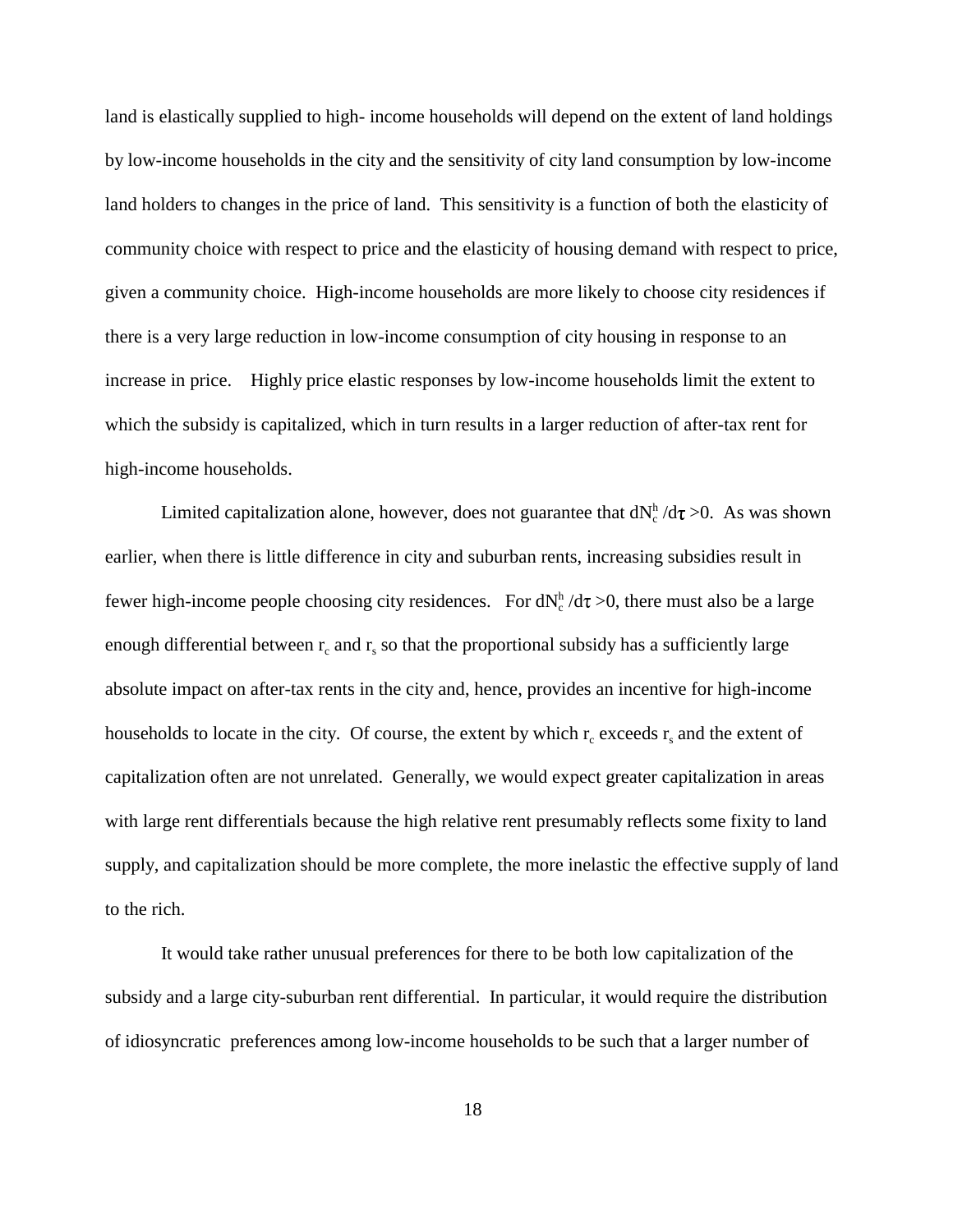land is elastically supplied to high- income households will depend on the extent of land holdings by low-income households in the city and the sensitivity of city land consumption by low-income land holders to changes in the price of land. This sensitivity is a function of both the elasticity of community choice with respect to price and the elasticity of housing demand with respect to price, given a community choice. High-income households are more likely to choose city residences if there is a very large reduction in low-income consumption of city housing in response to an increase in price. Highly price elastic responses by low-income households limit the extent to which the subsidy is capitalized, which in turn results in a larger reduction of after-tax rent for high-income households.

Limited capitalization alone, however, does not guarantee that $dN_c^h/d\tau > 0$. As was shown earlier, when there is little difference in city and suburban rents, increasing subsidies result in fewer high-income people choosing city residences. For $dN_c^h/d\tau > 0$, there must also be a large enough differential between $r_c$ and $r_s$ so that the proportional subsidy has a sufficiently large absolute impact on after-tax rents in the city and, hence, provides an incentive for high-income households to locate in the city. Of course, the extent by which $r_c$ exceeds $r_s$ and the extent of capitalization often are not unrelated. Generally, we would expect greater capitalization in areas with large rent differentials because the high relative rent presumably reflects some fixity to land supply, and capitalization should be more complete, the more inelastic the effective supply of land to the rich.

It would take rather unusual preferences for there to be both low capitalization of the subsidy and a large city-suburban rent differential. In particular, it would require the distribution of idiosyncratic preferences among low-income households to be such that a larger number of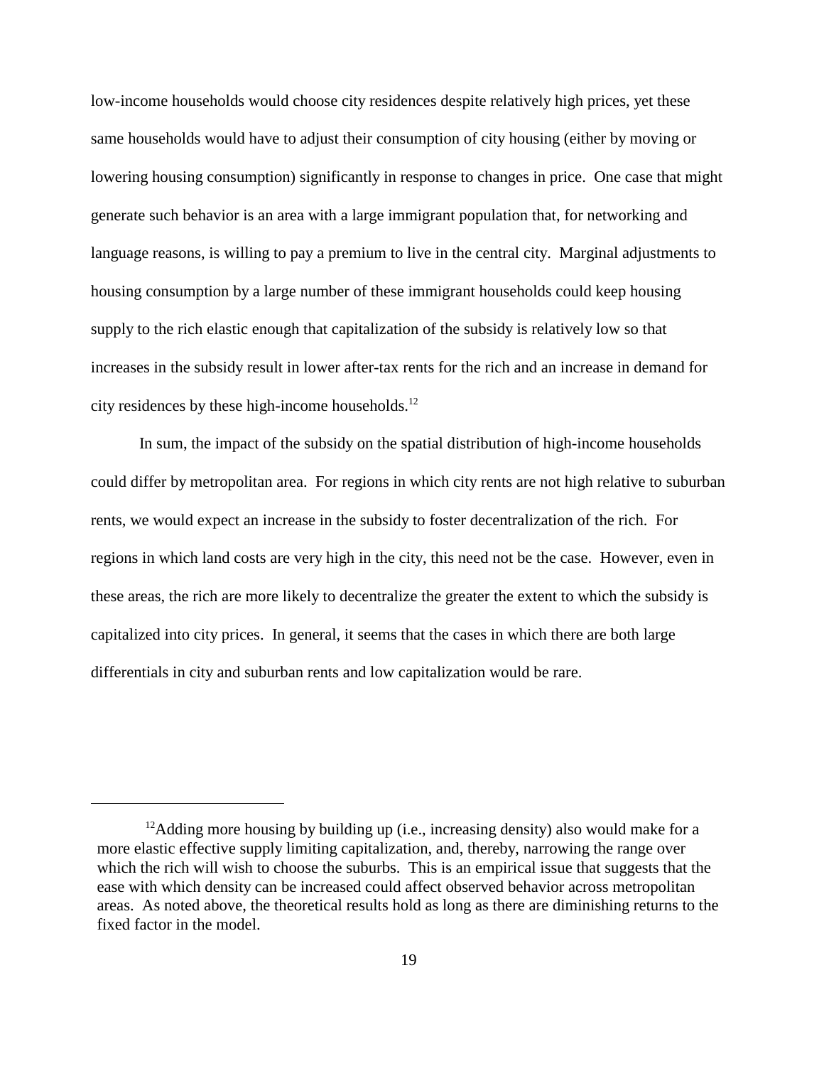low-income households would choose city residences despite relatively high prices, yet these same households would have to adjust their consumption of city housing (either by moving or lowering housing consumption) significantly in response to changes in price. One case that might generate such behavior is an area with a large immigrant population that, for networking and language reasons, is willing to pay a premium to live in the central city. Marginal adjustments to housing consumption by a large number of these immigrant households could keep housing supply to the rich elastic enough that capitalization of the subsidy is relatively low so that increases in the subsidy result in lower after-tax rents for the rich and an increase in demand for city residences by these high-income households.[12]

In sum, the impact of the subsidy on the spatial distribution of high-income households could differ by metropolitan area. For regions in which city rents are not high relative to suburban rents, we would expect an increase in the subsidy to foster decentralization of the rich. For regions in which land costs are very high in the city, this need not be the case. However, even in these areas, the rich are more likely to decentralize the greater the extent to which the subsidy is capitalized into city prices. In general, it seems that the cases in which there are both large differentials in city and suburban rents and low capitalization would be rare.

---

[12]Adding more housing by building up (i.e., increasing density) also would make for a more elastic effective supply limiting capitalization, and, thereby, narrowing the range over which the rich will wish to choose the suburbs. This is an empirical issue that suggests that the ease with which density can be increased could affect observed behavior across metropolitan areas. As noted above, the theoretical results hold as long as there are diminishing returns to the fixed factor in the model.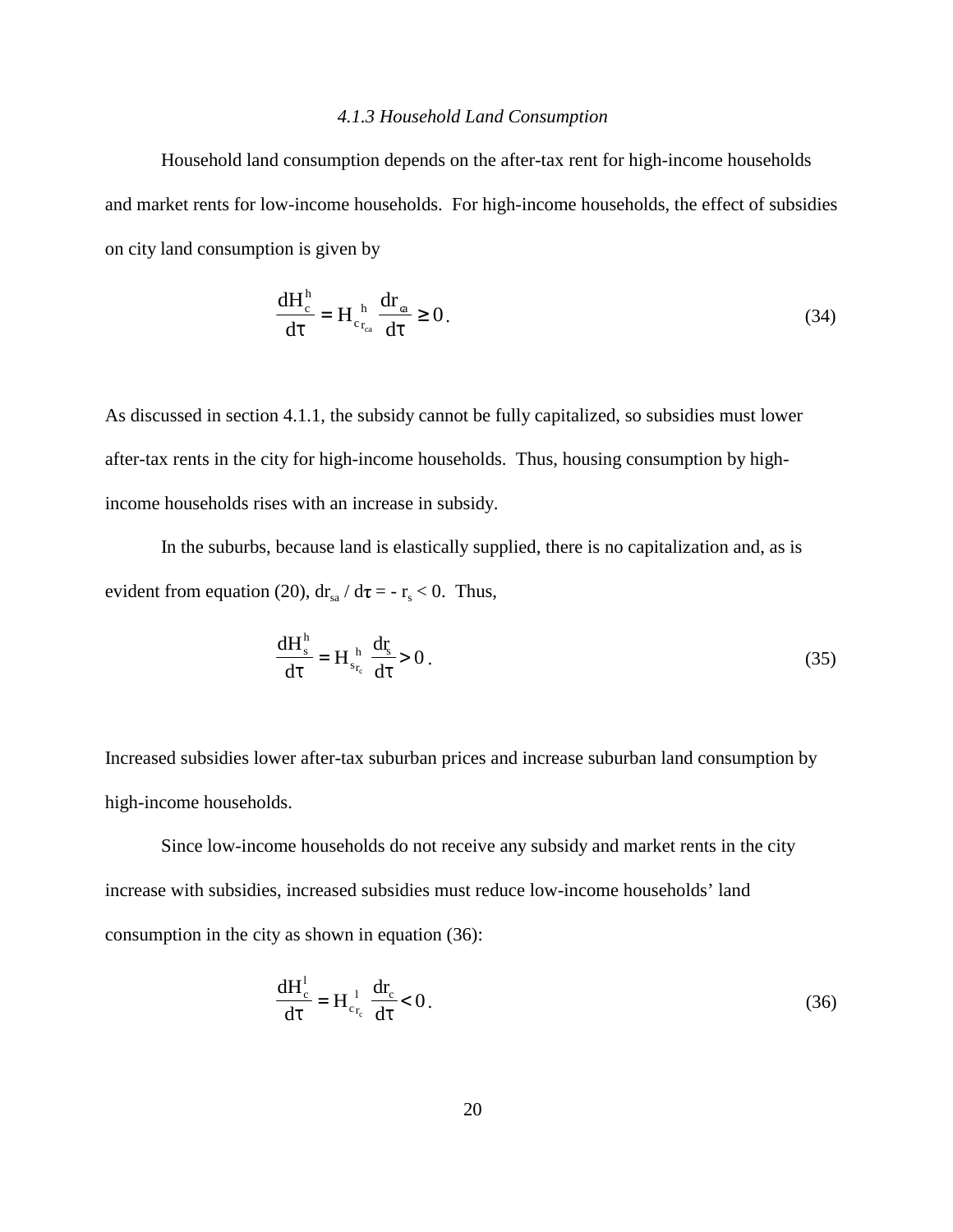### *4.1.3 Household Land Consumption*

Household land consumption depends on the after-tax rent for high-income households and market rents for low-income households. For high-income households, the effect of subsidies on city land consumption is given by

$$\frac{dH_c^h}{d\tau} = H_{c_{r_{ca}}}^h \frac{dr_{ca}}{d\tau} \geq 0 . \tag{34}$$

As discussed in section 4.1.1, the subsidy cannot be fully capitalized, so subsidies must lower after-tax rents in the city for high-income households. Thus, housing consumption by high-income households rises with an increase in subsidy.

In the suburbs, because land is elastically supplied, there is no capitalization and, as is evident from equation (20), $dr_{sa} / d\tau = - r_s < 0$. Thus,

$$\frac{dH_s^h}{d\tau} = H_{s_{r_c}}^h \frac{dr_s}{d\tau} > 0 . \tag{35}$$

Increased subsidies lower after-tax suburban prices and increase suburban land consumption by high-income households.

Since low-income households do not receive any subsidy and market rents in the city increase with subsidies, increased subsidies must reduce low-income households' land consumption in the city as shown in equation (36):

$$\frac{dH_c^l}{d\tau} = H_{c_{r_c}}^l \frac{dr_c}{d\tau} < 0 . \tag{36}$$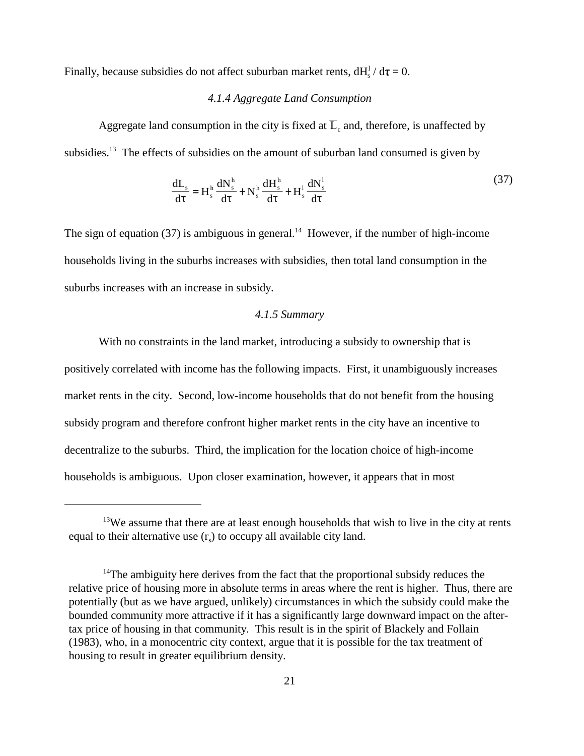Finally, because subsidies do not affect suburban market rents, $dH_s^l / d\tau = 0$.

### *4.1.4 Aggregate Land Consumption*

Aggregate land consumption in the city is fixed at $\overline{L}_c$ and, therefore, is unaffected by subsidies.[13] The effects of subsidies on the amount of suburban land consumed is given by

$$\frac{dL_s}{d\tau} = H_s^h \frac{dN_s^h}{d\tau} + N_s^h \frac{dH_s^h}{d\tau} + H_s^l \frac{dN_s^l}{d\tau} \tag{37}$$

The sign of equation (37) is ambiguous in general.[14] However, if the number of high-income households living in the suburbs increases with subsidies, then total land consumption in the suburbs increases with an increase in subsidy.

### *4.1.5 Summary*

With no constraints in the land market, introducing a subsidy to ownership that is positively correlated with income has the following impacts. First, it unambiguously increases market rents in the city. Second, low-income households that do not benefit from the housing subsidy program and therefore confront higher market rents in the city have an incentive to decentralize to the suburbs. Third, the implication for the location choice of high-income households is ambiguous. Upon closer examination, however, it appears that in most

---

[13] We assume that there are at least enough households that wish to live in the city at rents equal to their alternative use ($r_s$) to occupy all available city land.

[14] The ambiguity here derives from the fact that the proportional subsidy reduces the relative price of housing more in absolute terms in areas where the rent is higher. Thus, there are potentially (but as we have argued, unlikely) circumstances in which the subsidy could make the bounded community more attractive if it has a significantly large downward impact on the after-tax price of housing in that community. This result is in the spirit of Blackely and Follain (1983), who, in a monocentric city context, argue that it is possible for the tax treatment of housing to result in greater equilibrium density.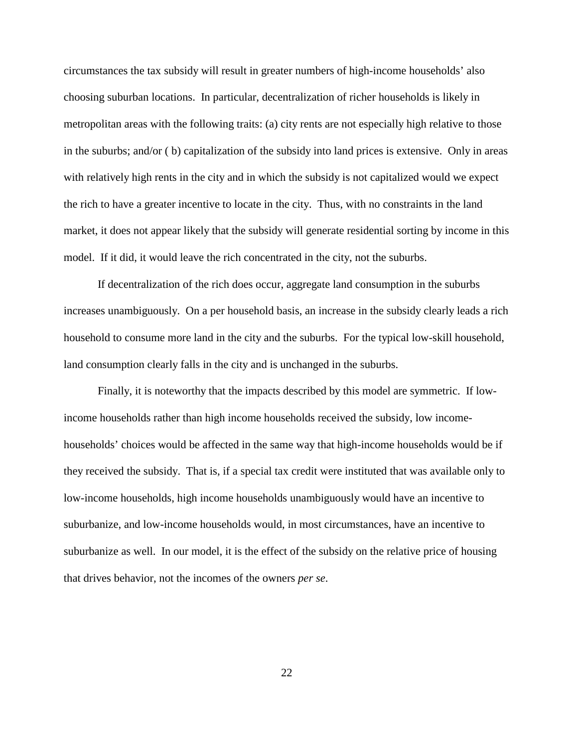circumstances the tax subsidy will result in greater numbers of high-income households' also choosing suburban locations. In particular, decentralization of richer households is likely in metropolitan areas with the following traits: (a) city rents are not especially high relative to those in the suburbs; and/or ( b) capitalization of the subsidy into land prices is extensive. Only in areas with relatively high rents in the city and in which the subsidy is not capitalized would we expect the rich to have a greater incentive to locate in the city. Thus, with no constraints in the land market, it does not appear likely that the subsidy will generate residential sorting by income in this model. If it did, it would leave the rich concentrated in the city, not the suburbs.

If decentralization of the rich does occur, aggregate land consumption in the suburbs increases unambiguously. On a per household basis, an increase in the subsidy clearly leads a rich household to consume more land in the city and the suburbs. For the typical low-skill household, land consumption clearly falls in the city and is unchanged in the suburbs.

Finally, it is noteworthy that the impacts described by this model are symmetric. If low-income households rather than high income households received the subsidy, low income-households' choices would be affected in the same way that high-income households would be if they received the subsidy. That is, if a special tax credit were instituted that was available only to low-income households, high income households unambiguously would have an incentive to suburbanize, and low-income households would, in most circumstances, have an incentive to suburbanize as well. In our model, it is the effect of the subsidy on the relative price of housing that drives behavior, not the incomes of the owners *per se*.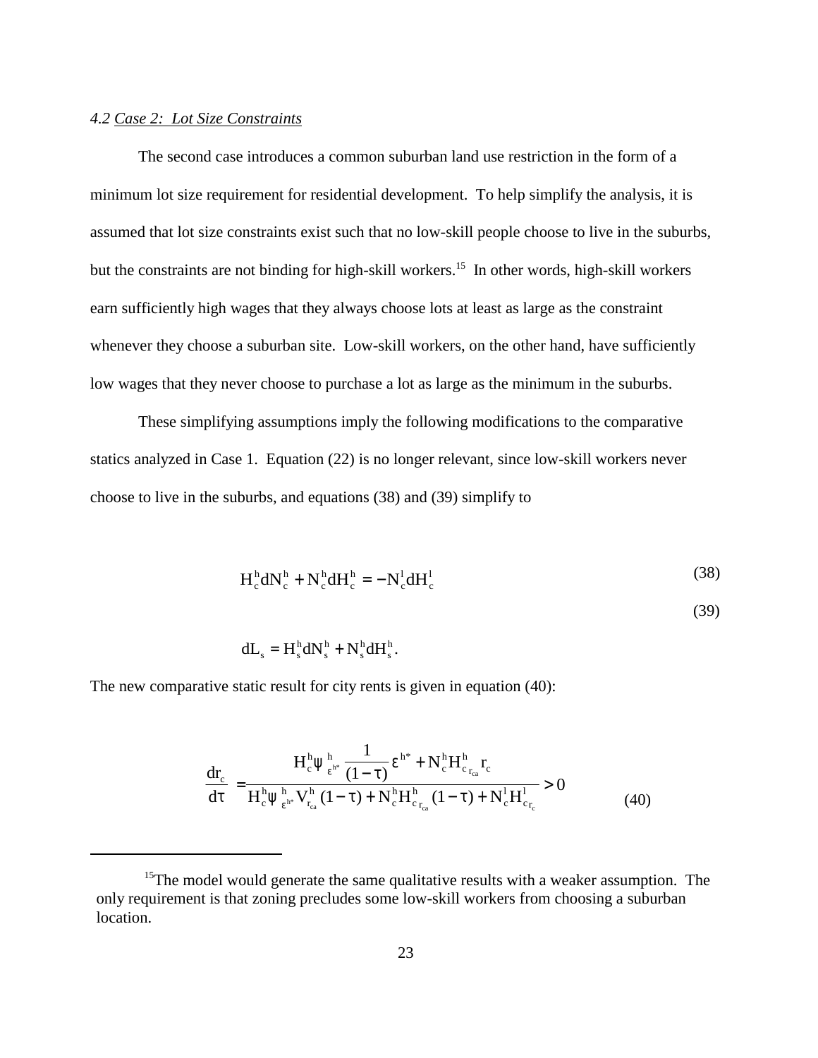### 4.2 *Case 2: Lot Size Constraints*

The second case introduces a common suburban land use restriction in the form of a minimum lot size requirement for residential development. To help simplify the analysis, it is assumed that lot size constraints exist such that no low-skill people choose to live in the suburbs, but the constraints are not binding for high-skill workers.[15] In other words, high-skill workers earn sufficiently high wages that they always choose lots at least as large as the constraint whenever they choose a suburban site. Low-skill workers, on the other hand, have sufficiently low wages that they never choose to purchase a lot as large as the minimum in the suburbs.

These simplifying assumptions imply the following modifications to the comparative statics analyzed in Case 1. Equation (22) is no longer relevant, since low-skill workers never choose to live in the suburbs, and equations (38) and (39) simplify to

$$H_c^h dN_c^h + N_c^h dH_c^h = -N_c^l dH_c^l \tag{38}$$

$$dL_s = H_s^h dN_s^h + N_s^h dH_s^h. \tag{39}$$

The new comparative static result for city rents is given in equation (40):

$$\frac{dr_c}{d\tau} = \frac{H_c^h \psi_{\varepsilon^{h*}}^h \frac{1}{(1-\tau)} \varepsilon^{h*} + N_c^h H_{c_{r_{ca}}}^h r_c}{H_c^h \psi_{\varepsilon^{h*}}^h V_{r_{ca}}^h (1-\tau) + N_c^h H_{c_{r_{ca}}}^h (1-\tau) + N_c^l H_{c_{r_c}}^l} > 0 \tag{40}$$

---

[15] The model would generate the same qualitative results with a weaker assumption. The only requirement is that zoning precludes some low-skill workers from choosing a suburban location.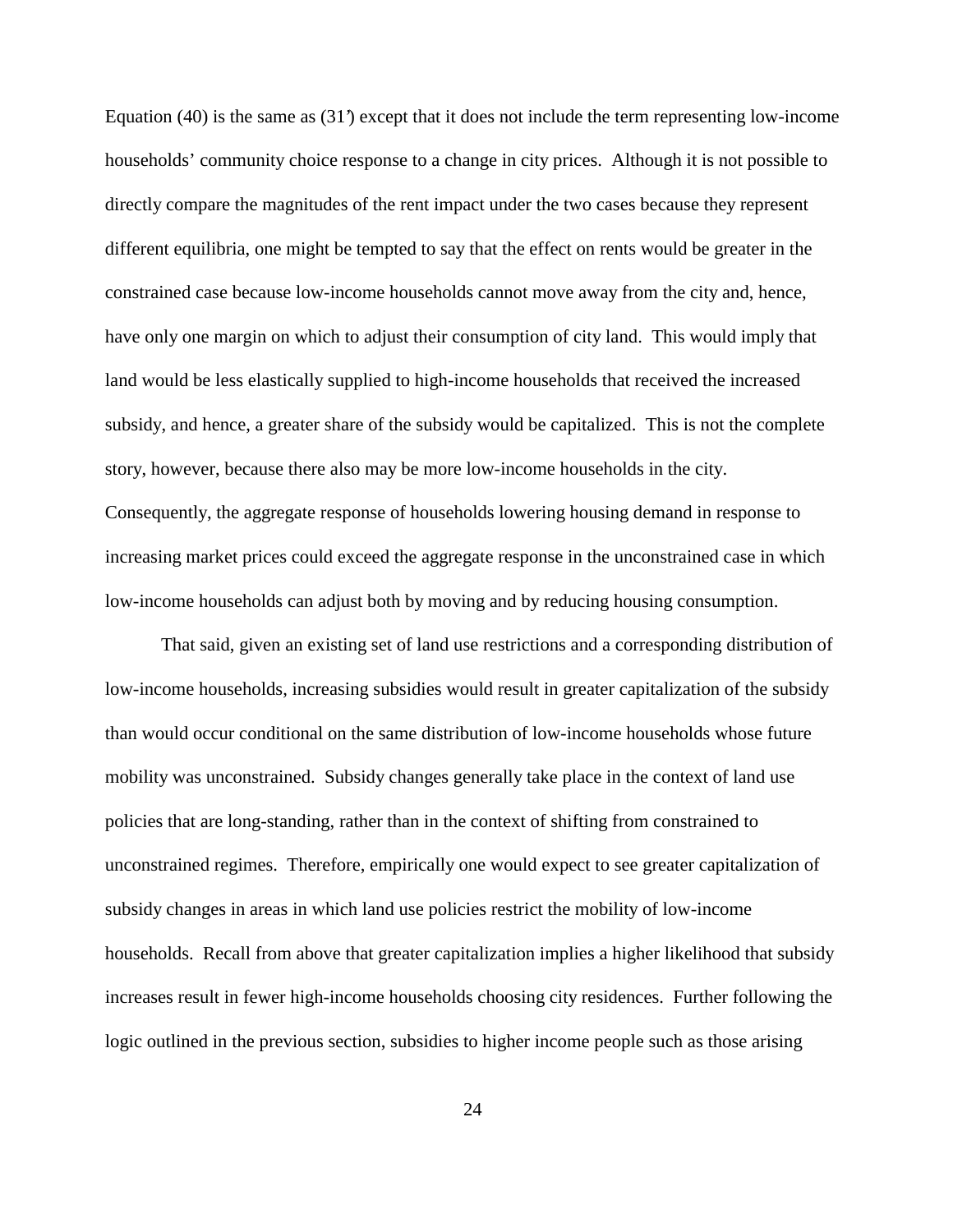Equation (40) is the same as (31′) except that it does not include the term representing low-income households' community choice response to a change in city prices. Although it is not possible to directly compare the magnitudes of the rent impact under the two cases because they represent different equilibria, one might be tempted to say that the effect on rents would be greater in the constrained case because low-income households cannot move away from the city and, hence, have only one margin on which to adjust their consumption of city land. This would imply that land would be less elastically supplied to high-income households that received the increased subsidy, and hence, a greater share of the subsidy would be capitalized. This is not the complete story, however, because there also may be more low-income households in the city. Consequently, the aggregate response of households lowering housing demand in response to increasing market prices could exceed the aggregate response in the unconstrained case in which low-income households can adjust both by moving and by reducing housing consumption.

That said, given an existing set of land use restrictions and a corresponding distribution of low-income households, increasing subsidies would result in greater capitalization of the subsidy than would occur conditional on the same distribution of low-income households whose future mobility was unconstrained. Subsidy changes generally take place in the context of land use policies that are long-standing, rather than in the context of shifting from constrained to unconstrained regimes. Therefore, empirically one would expect to see greater capitalization of subsidy changes in areas in which land use policies restrict the mobility of low-income households. Recall from above that greater capitalization implies a higher likelihood that subsidy increases result in fewer high-income households choosing city residences. Further following the logic outlined in the previous section, subsidies to higher income people such as those arising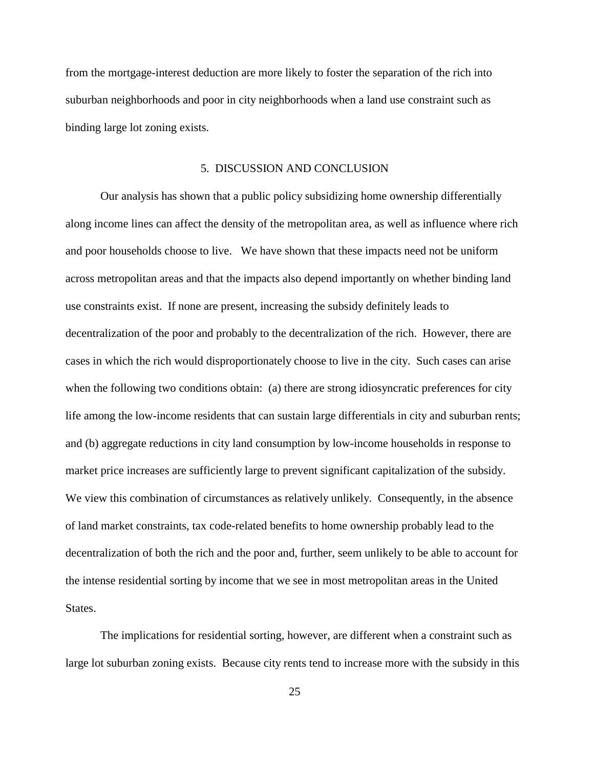from the mortgage-interest deduction are more likely to foster the separation of the rich into suburban neighborhoods and poor in city neighborhoods when a land use constraint such as binding large lot zoning exists.

## 5. DISCUSSION AND CONCLUSION

Our analysis has shown that a public policy subsidizing home ownership differentially along income lines can affect the density of the metropolitan area, as well as influence where rich and poor households choose to live. We have shown that these impacts need not be uniform across metropolitan areas and that the impacts also depend importantly on whether binding land use constraints exist. If none are present, increasing the subsidy definitely leads to decentralization of the poor and probably to the decentralization of the rich. However, there are cases in which the rich would disproportionately choose to live in the city. Such cases can arise when the following two conditions obtain: (a) there are strong idiosyncratic preferences for city life among the low-income residents that can sustain large differentials in city and suburban rents; and (b) aggregate reductions in city land consumption by low-income households in response to market price increases are sufficiently large to prevent significant capitalization of the subsidy. We view this combination of circumstances as relatively unlikely. Consequently, in the absence of land market constraints, tax code-related benefits to home ownership probably lead to the decentralization of both the rich and the poor and, further, seem unlikely to be able to account for the intense residential sorting by income that we see in most metropolitan areas in the United States.

The implications for residential sorting, however, are different when a constraint such as large lot suburban zoning exists. Because city rents tend to increase more with the subsidy in this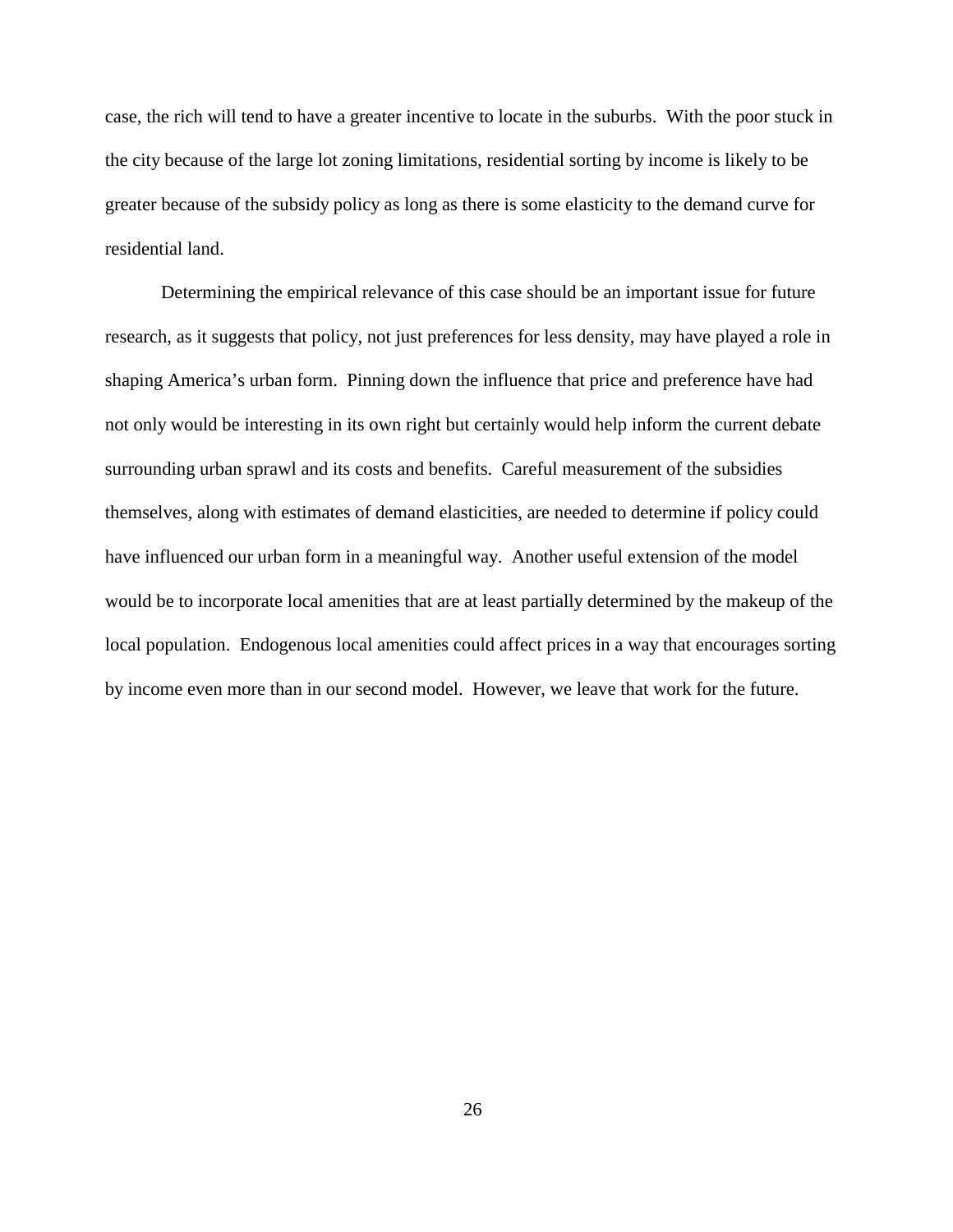case, the rich will tend to have a greater incentive to locate in the suburbs. With the poor stuck in the city because of the large lot zoning limitations, residential sorting by income is likely to be greater because of the subsidy policy as long as there is some elasticity to the demand curve for residential land.

Determining the empirical relevance of this case should be an important issue for future research, as it suggests that policy, not just preferences for less density, may have played a role in shaping America's urban form. Pinning down the influence that price and preference have had not only would be interesting in its own right but certainly would help inform the current debate surrounding urban sprawl and its costs and benefits. Careful measurement of the subsidies themselves, along with estimates of demand elasticities, are needed to determine if policy could have influenced our urban form in a meaningful way. Another useful extension of the model would be to incorporate local amenities that are at least partially determined by the makeup of the local population. Endogenous local amenities could affect prices in a way that encourages sorting by income even more than in our second model. However, we leave that work for the future.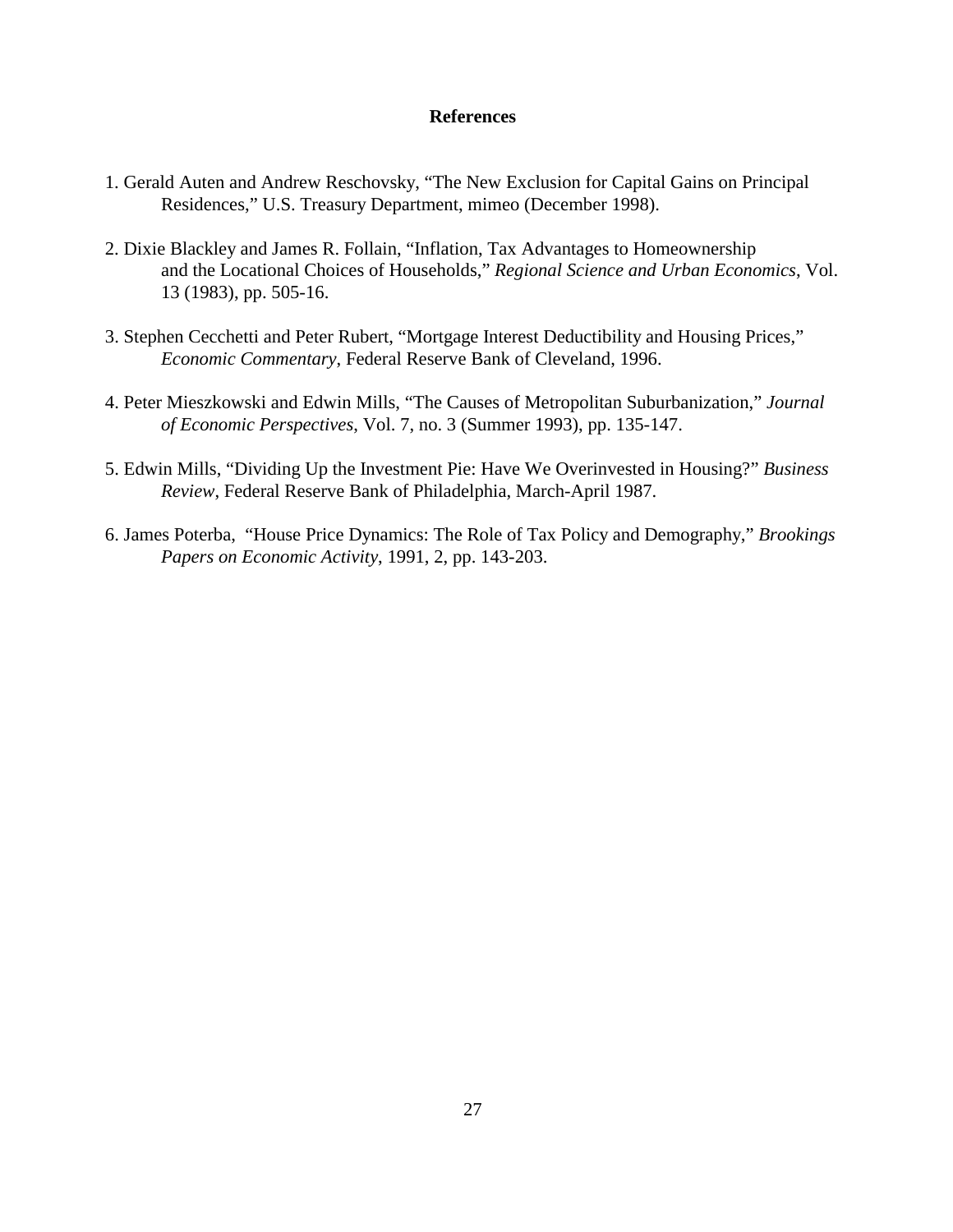## References

1. Gerald Auten and Andrew Reschovsky, "The New Exclusion for Capital Gains on Principal Residences," U.S. Treasury Department, mimeo (December 1998).

2. Dixie Blackley and James R. Follain, "Inflation, Tax Advantages to Homeownership and the Locational Choices of Households," *Regional Science and Urban Economics*, Vol. 13 (1983), pp. 505-16.

3. Stephen Cecchetti and Peter Rubert, "Mortgage Interest Deductibility and Housing Prices," *Economic Commentary*, Federal Reserve Bank of Cleveland, 1996.

4. Peter Mieszkowski and Edwin Mills, "The Causes of Metropolitan Suburbanization," *Journal of Economic Perspectives*, Vol. 7, no. 3 (Summer 1993), pp. 135-147.

5. Edwin Mills, "Dividing Up the Investment Pie: Have We Overinvested in Housing?" *Business Review*, Federal Reserve Bank of Philadelphia, March-April 1987.

6. James Poterba, "House Price Dynamics: The Role of Tax Policy and Demography," *Brookings Papers on Economic Activity*, 1991, 2, pp. 143-203.